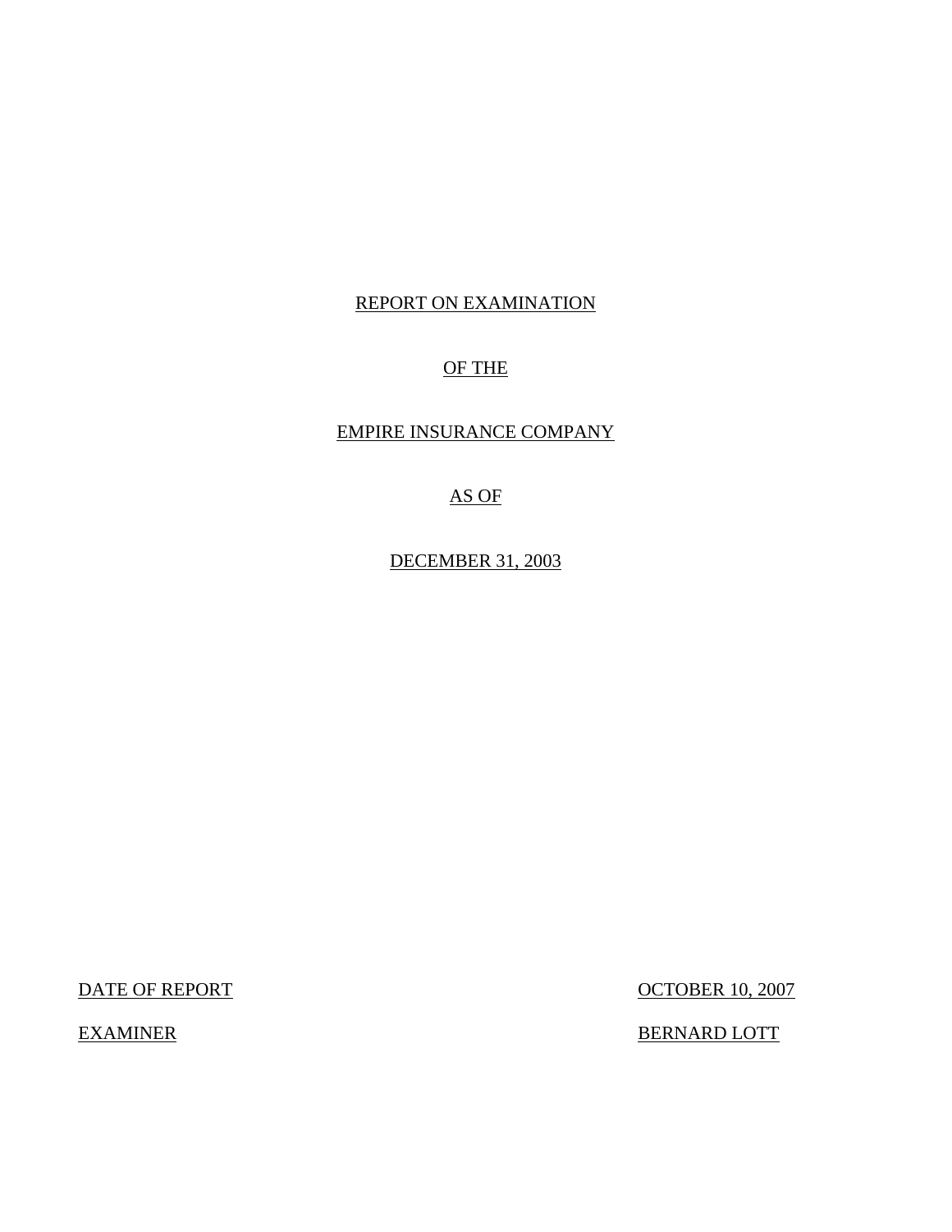REPORT ON EXAMINATION

OF THE

EMPIRE INSURANCE COMPANY

AS OF

DECEMBER 31, 2003

| | |
|---|---|
| DATE OF REPORT | OCTOBER 10, 2007 |
| EXAMINER | BERNARD LOTT |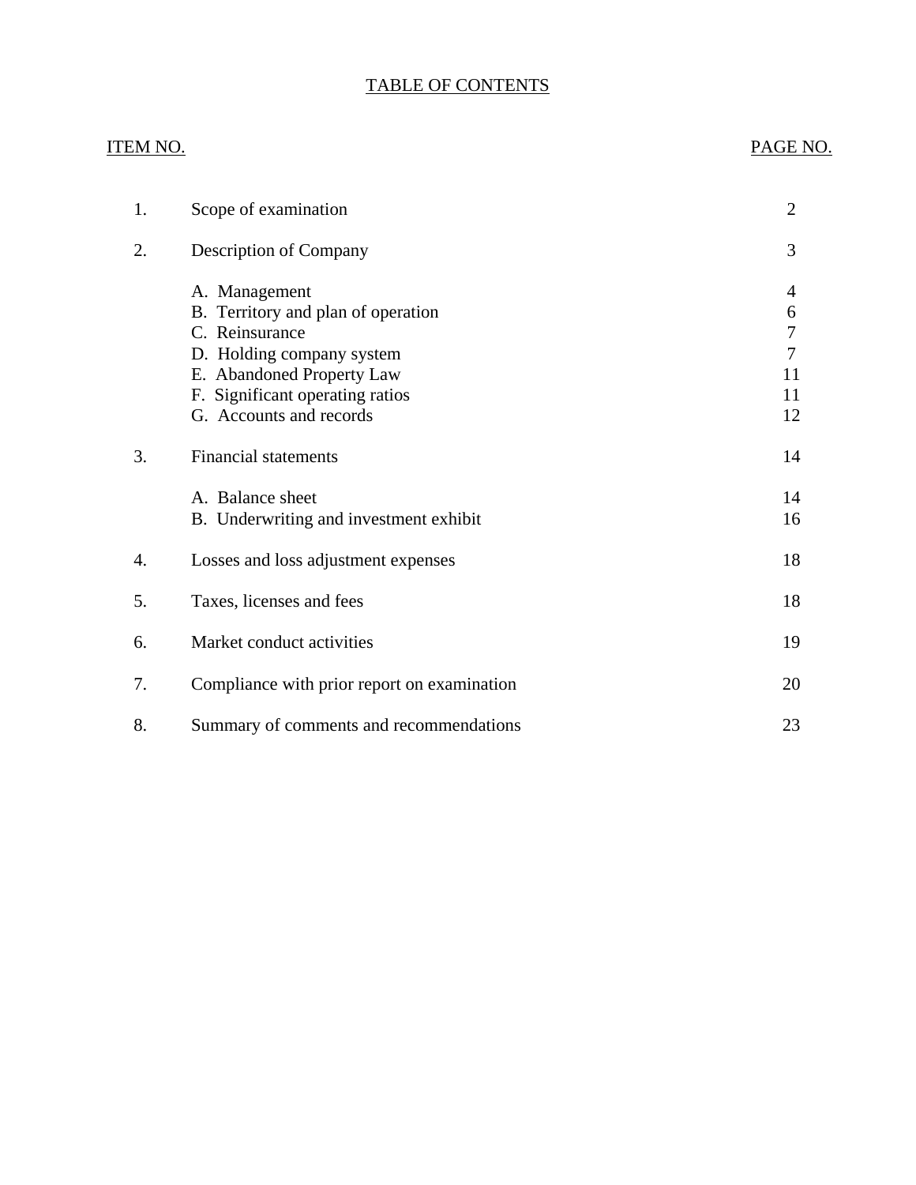# TABLE OF CONTENTS

| ITEM NO. | | PAGE NO. |
|---|---|---|
| 1. | Scope of examination | 2 |
| 2. | Description of Company | 3 |
| | A. Management | 4 |
| | B. Territory and plan of operation | 6 |
| | C. Reinsurance | 7 |
| | D. Holding company system | 7 |
| | E. Abandoned Property Law | 11 |
| | F. Significant operating ratios | 11 |
| | G. Accounts and records | 12 |
| 3. | Financial statements | 14 |
| | A. Balance sheet | 14 |
| | B. Underwriting and investment exhibit | 16 |
| 4. | Losses and loss adjustment expenses | 18 |
| 5. | Taxes, licenses and fees | 18 |
| 6. | Market conduct activities | 19 |
| 7. | Compliance with prior report on examination | 20 |
| 8. | Summary of comments and recommendations | 23 |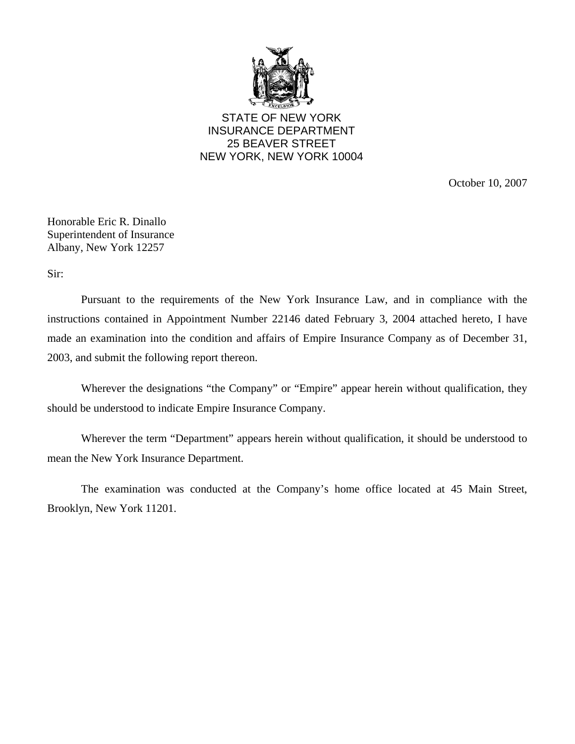STATE OF NEW YORK
INSURANCE DEPARTMENT
25 BEAVER STREET
NEW YORK, NEW YORK 10004

October 10, 2007

Honorable Eric R. Dinallo
Superintendent of Insurance
Albany, New York 12257

Sir:

Pursuant to the requirements of the New York Insurance Law, and in compliance with the instructions contained in Appointment Number 22146 dated February 3, 2004 attached hereto, I have made an examination into the condition and affairs of Empire Insurance Company as of December 31, 2003, and submit the following report thereon.

Wherever the designations "the Company" or "Empire" appear herein without qualification, they should be understood to indicate Empire Insurance Company.

Wherever the term "Department" appears herein without qualification, it should be understood to mean the New York Insurance Department.

The examination was conducted at the Company's home office located at 45 Main Street, Brooklyn, New York 11201.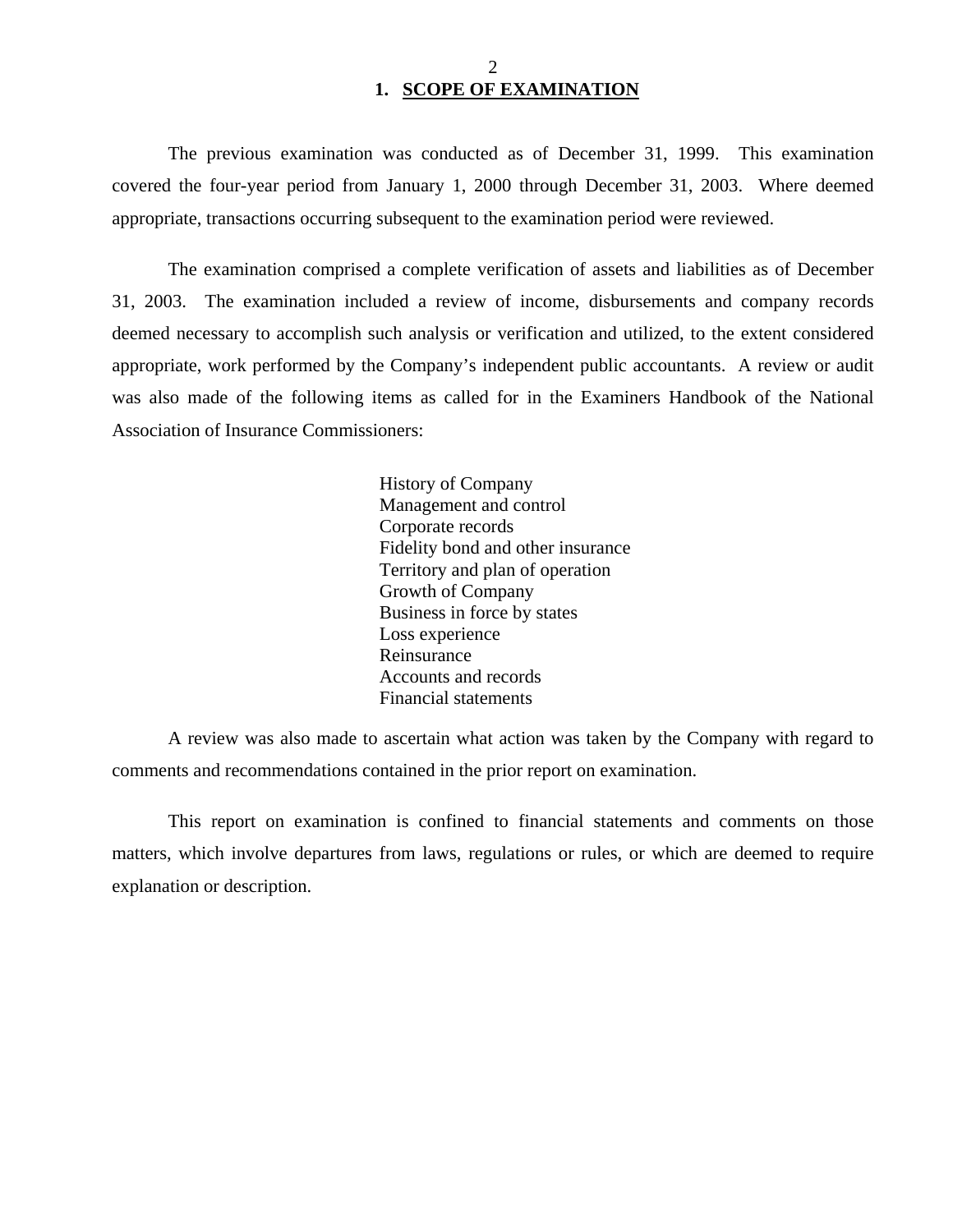## 1. SCOPE OF EXAMINATION

The previous examination was conducted as of December 31, 1999. This examination covered the four-year period from January 1, 2000 through December 31, 2003. Where deemed appropriate, transactions occurring subsequent to the examination period were reviewed.

The examination comprised a complete verification of assets and liabilities as of December 31, 2003. The examination included a review of income, disbursements and company records deemed necessary to accomplish such analysis or verification and utilized, to the extent considered appropriate, work performed by the Company's independent public accountants. A review or audit was also made of the following items as called for in the Examiners Handbook of the National Association of Insurance Commissioners:

- History of Company
- Management and control
- Corporate records
- Fidelity bond and other insurance
- Territory and plan of operation
- Growth of Company
- Business in force by states
- Loss experience
- Reinsurance
- Accounts and records
- Financial statements

A review was also made to ascertain what action was taken by the Company with regard to comments and recommendations contained in the prior report on examination.

This report on examination is confined to financial statements and comments on those matters, which involve departures from laws, regulations or rules, or which are deemed to require explanation or description.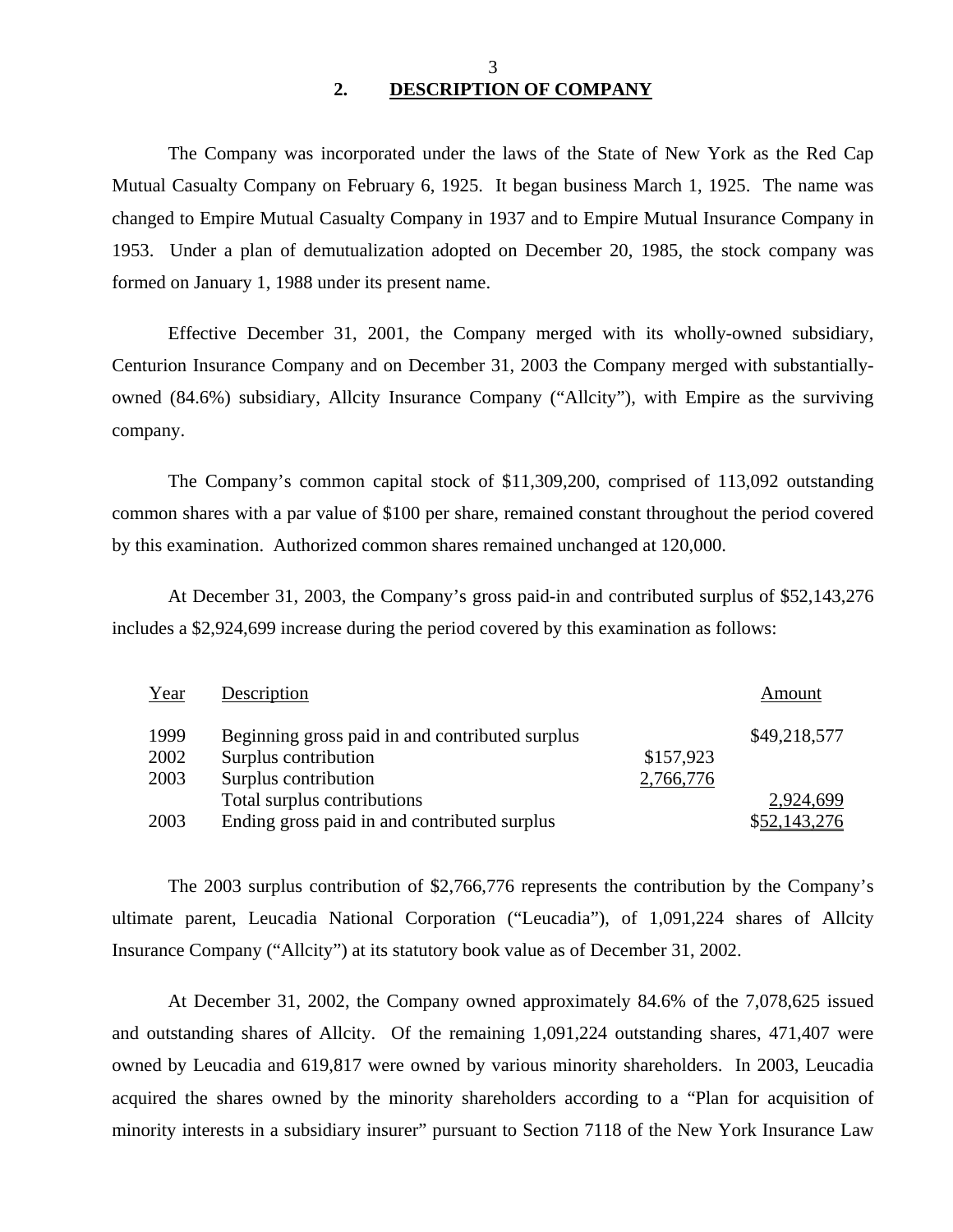## 2. DESCRIPTION OF COMPANY

The Company was incorporated under the laws of the State of New York as the Red Cap Mutual Casualty Company on February 6, 1925. It began business March 1, 1925. The name was changed to Empire Mutual Casualty Company in 1937 and to Empire Mutual Insurance Company in 1953. Under a plan of demutualization adopted on December 20, 1985, the stock company was formed on January 1, 1988 under its present name.

Effective December 31, 2001, the Company merged with its wholly-owned subsidiary, Centurion Insurance Company and on December 31, 2003 the Company merged with substantially-owned (84.6%) subsidiary, Allcity Insurance Company ("Allcity"), with Empire as the surviving company.

The Company's common capital stock of $11,309,200, comprised of 113,092 outstanding common shares with a par value of $100 per share, remained constant throughout the period covered by this examination. Authorized common shares remained unchanged at 120,000.

At December 31, 2003, the Company's gross paid-in and contributed surplus of $52,143,276 includes a $2,924,699 increase during the period covered by this examination as follows:

| Year | Description | | Amount |
|---|---|---|---|
| 1999 | Beginning gross paid in and contributed surplus | | $49,218,577 |
| 2002 | Surplus contribution | $157,923 | |
| 2003 | Surplus contribution | 2,766,776 | |
| | Total surplus contributions | | 2,924,699 |
| 2003 | Ending gross paid in and contributed surplus | | $52,143,276 |

The 2003 surplus contribution of $2,766,776 represents the contribution by the Company's ultimate parent, Leucadia National Corporation ("Leucadia"), of 1,091,224 shares of Allcity Insurance Company ("Allcity") at its statutory book value as of December 31, 2002.

At December 31, 2002, the Company owned approximately 84.6% of the 7,078,625 issued and outstanding shares of Allcity. Of the remaining 1,091,224 outstanding shares, 471,407 were owned by Leucadia and 619,817 were owned by various minority shareholders. In 2003, Leucadia acquired the shares owned by the minority shareholders according to a "Plan for acquisition of minority interests in a subsidiary insurer" pursuant to Section 7118 of the New York Insurance Law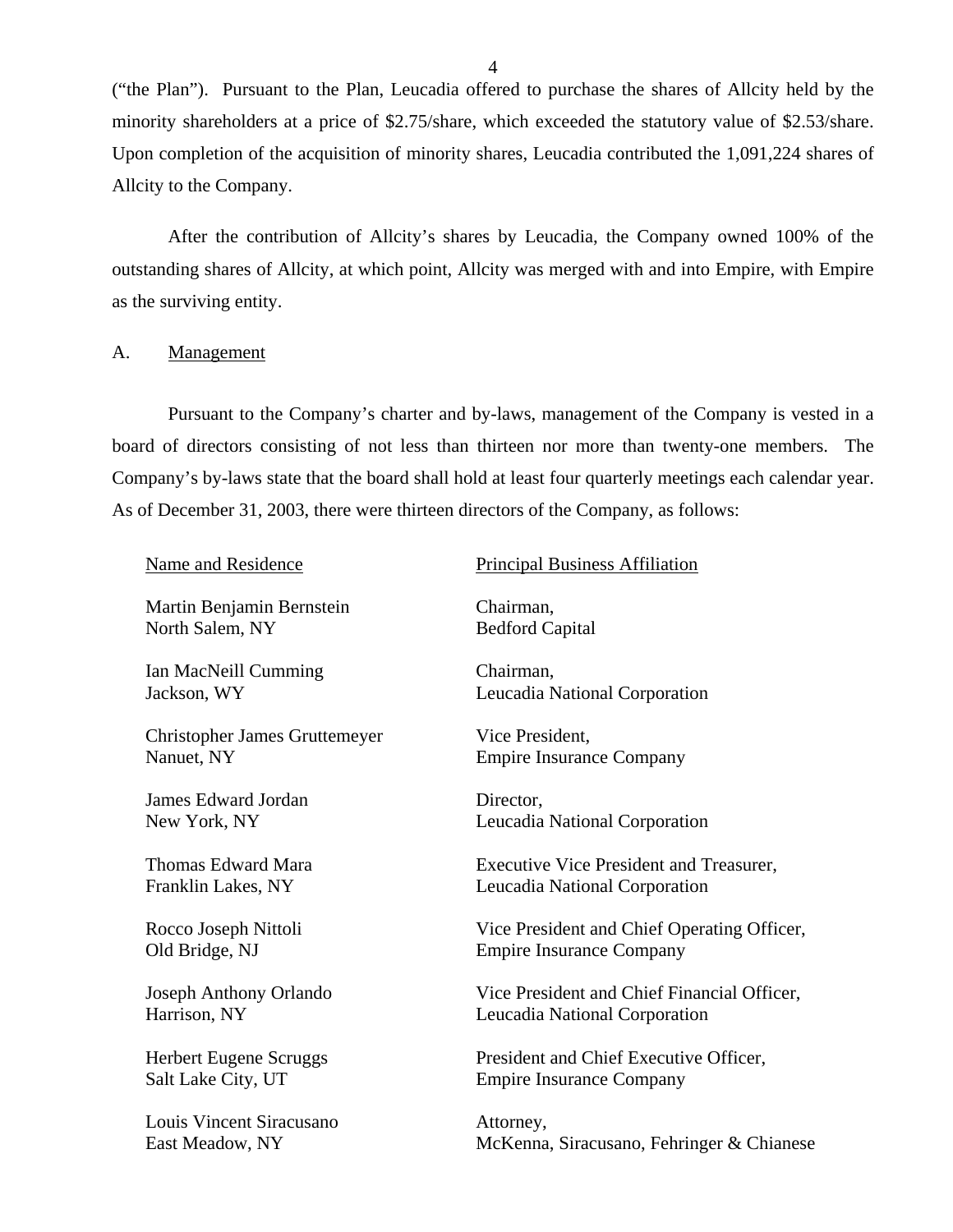("the Plan"). Pursuant to the Plan, Leucadia offered to purchase the shares of Allcity held by the minority shareholders at a price of $2.75/share, which exceeded the statutory value of $2.53/share. Upon completion of the acquisition of minority shares, Leucadia contributed the 1,091,224 shares of Allcity to the Company.

After the contribution of Allcity's shares by Leucadia, the Company owned 100% of the outstanding shares of Allcity, at which point, Allcity was merged with and into Empire, with Empire as the surviving entity.

A. Management

Pursuant to the Company's charter and by-laws, management of the Company is vested in a board of directors consisting of not less than thirteen nor more than twenty-one members. The Company's by-laws state that the board shall hold at least four quarterly meetings each calendar year. As of December 31, 2003, there were thirteen directors of the Company, as follows:

| Name and Residence | Principal Business Affiliation |
|---|---|
| Martin Benjamin Bernstein<br>North Salem, NY | Chairman,<br>Bedford Capital |
| Ian MacNeill Cumming<br>Jackson, WY | Chairman,<br>Leucadia National Corporation |
| Christopher James Gruttemeyer<br>Nanuet, NY | Vice President,<br>Empire Insurance Company |
| James Edward Jordan<br>New York, NY | Director,<br>Leucadia National Corporation |
| Thomas Edward Mara<br>Franklin Lakes, NY | Executive Vice President and Treasurer,<br>Leucadia National Corporation |
| Rocco Joseph Nittoli<br>Old Bridge, NJ | Vice President and Chief Operating Officer,<br>Empire Insurance Company |
| Joseph Anthony Orlando<br>Harrison, NY | Vice President and Chief Financial Officer,<br>Leucadia National Corporation |
| Herbert Eugene Scruggs<br>Salt Lake City, UT | President and Chief Executive Officer,<br>Empire Insurance Company |
| Louis Vincent Siracusano<br>East Meadow, NY | Attorney,<br>McKenna, Siracusano, Fehringer & Chianese |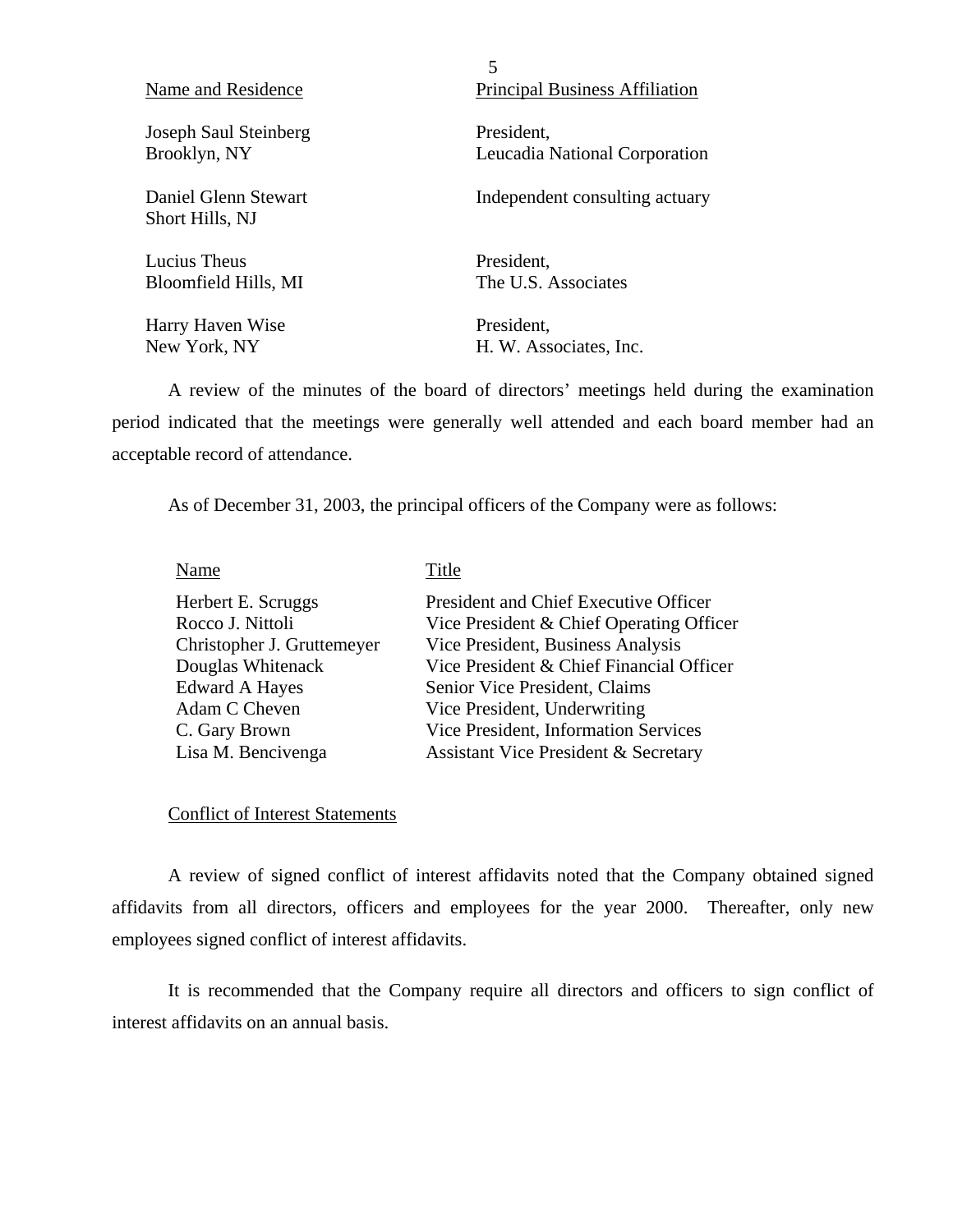| Name and Residence | Principal Business Affiliation |
|---|---|
| Joseph Saul Steinberg<br>Brooklyn, NY | President,<br>Leucadia National Corporation |
| Daniel Glenn Stewart<br>Short Hills, NJ | Independent consulting actuary |
| Lucius Theus<br>Bloomfield Hills, MI | President,<br>The U.S. Associates |
| Harry Haven Wise<br>New York, NY | President,<br>H. W. Associates, Inc. |

A review of the minutes of the board of directors' meetings held during the examination period indicated that the meetings were generally well attended and each board member had an acceptable record of attendance.

As of December 31, 2003, the principal officers of the Company were as follows:

| Name | Title |
|---|---|
| Herbert E. Scruggs | President and Chief Executive Officer |
| Rocco J. Nittoli | Vice President & Chief Operating Officer |
| Christopher J. Gruttemeyer | Vice President, Business Analysis |
| Douglas Whitenack | Vice President & Chief Financial Officer |
| Edward A Hayes | Senior Vice President, Claims |
| Adam C Cheven | Vice President, Underwriting |
| C. Gary Brown | Vice President, Information Services |
| Lisa M. Bencivenga | Assistant Vice President & Secretary |

Conflict of Interest Statements

A review of signed conflict of interest affidavits noted that the Company obtained signed affidavits from all directors, officers and employees for the year 2000. Thereafter, only new employees signed conflict of interest affidavits.

It is recommended that the Company require all directors and officers to sign conflict of interest affidavits on an annual basis.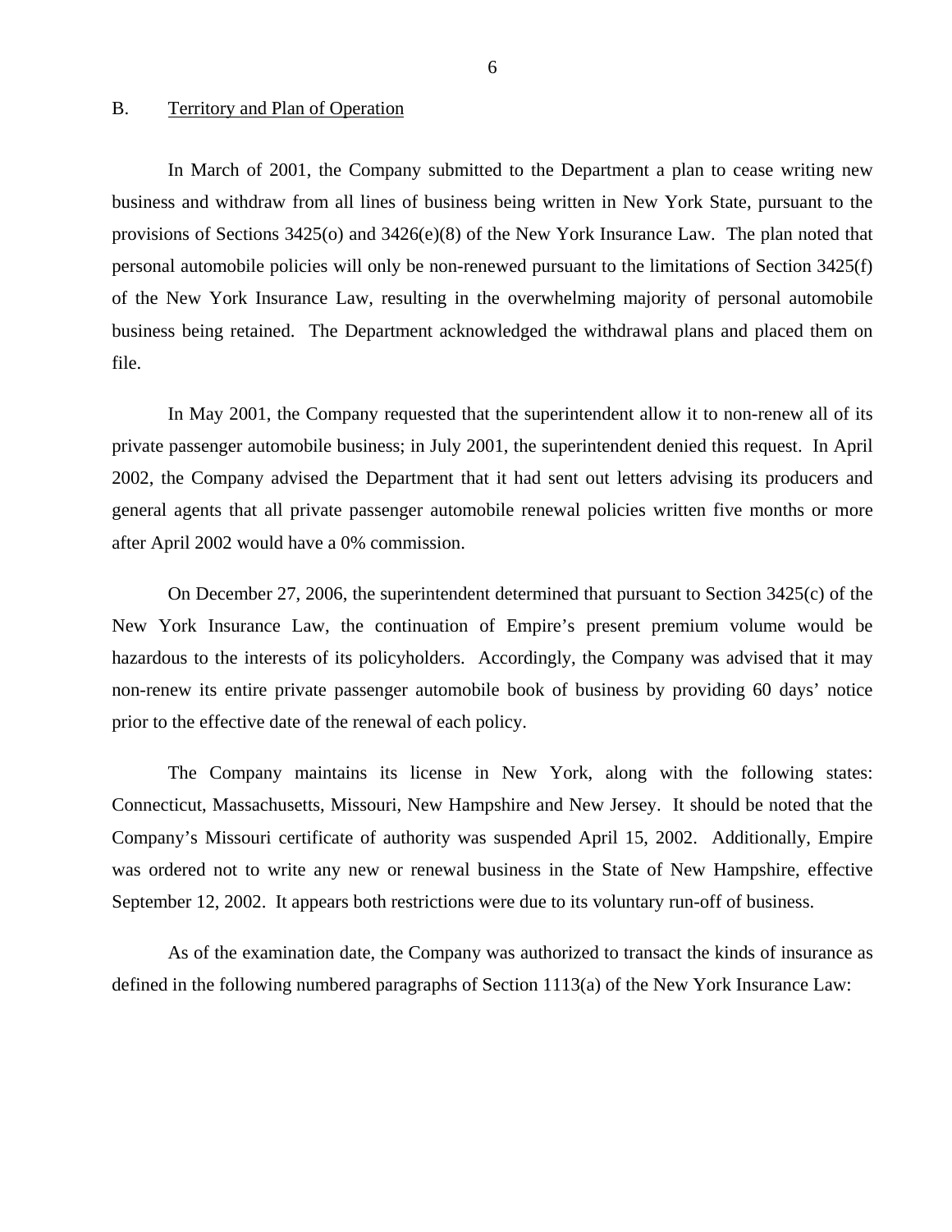B. Territory and Plan of Operation

In March of 2001, the Company submitted to the Department a plan to cease writing new business and withdraw from all lines of business being written in New York State, pursuant to the provisions of Sections 3425(o) and 3426(e)(8) of the New York Insurance Law. The plan noted that personal automobile policies will only be non-renewed pursuant to the limitations of Section 3425(f) of the New York Insurance Law, resulting in the overwhelming majority of personal automobile business being retained. The Department acknowledged the withdrawal plans and placed them on file.

In May 2001, the Company requested that the superintendent allow it to non-renew all of its private passenger automobile business; in July 2001, the superintendent denied this request. In April 2002, the Company advised the Department that it had sent out letters advising its producers and general agents that all private passenger automobile renewal policies written five months or more after April 2002 would have a 0% commission.

On December 27, 2006, the superintendent determined that pursuant to Section 3425(c) of the New York Insurance Law, the continuation of Empire's present premium volume would be hazardous to the interests of its policyholders. Accordingly, the Company was advised that it may non-renew its entire private passenger automobile book of business by providing 60 days' notice prior to the effective date of the renewal of each policy.

The Company maintains its license in New York, along with the following states: Connecticut, Massachusetts, Missouri, New Hampshire and New Jersey. It should be noted that the Company's Missouri certificate of authority was suspended April 15, 2002. Additionally, Empire was ordered not to write any new or renewal business in the State of New Hampshire, effective September 12, 2002. It appears both restrictions were due to its voluntary run-off of business.

As of the examination date, the Company was authorized to transact the kinds of insurance as defined in the following numbered paragraphs of Section 1113(a) of the New York Insurance Law: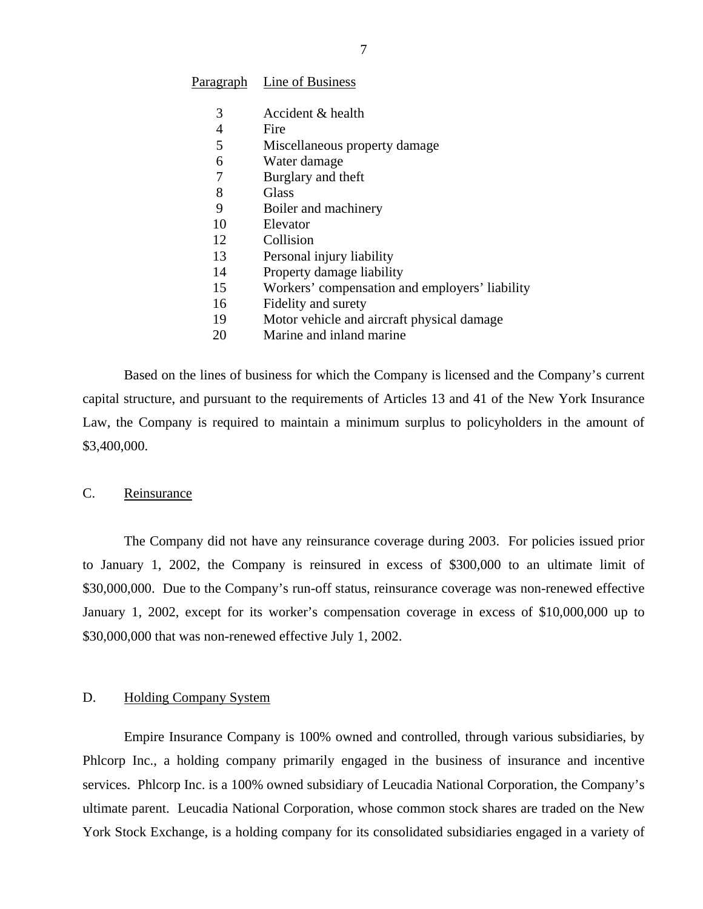| Paragraph | Line of Business |
|---|---|
| 3 | Accident & health |
| 4 | Fire |
| 5 | Miscellaneous property damage |
| 6 | Water damage |
| 7 | Burglary and theft |
| 8 | Glass |
| 9 | Boiler and machinery |
| 10 | Elevator |
| 12 | Collision |
| 13 | Personal injury liability |
| 14 | Property damage liability |
| 15 | Workers' compensation and employers' liability |
| 16 | Fidelity and surety |
| 19 | Motor vehicle and aircraft physical damage |
| 20 | Marine and inland marine |

Based on the lines of business for which the Company is licensed and the Company's current capital structure, and pursuant to the requirements of Articles 13 and 41 of the New York Insurance Law, the Company is required to maintain a minimum surplus to policyholders in the amount of $3,400,000.

## C. Reinsurance

The Company did not have any reinsurance coverage during 2003. For policies issued prior to January 1, 2002, the Company is reinsured in excess of $300,000 to an ultimate limit of $30,000,000. Due to the Company's run-off status, reinsurance coverage was non-renewed effective January 1, 2002, except for its worker's compensation coverage in excess of $10,000,000 up to $30,000,000 that was non-renewed effective July 1, 2002.

## D. Holding Company System

Empire Insurance Company is 100% owned and controlled, through various subsidiaries, by Phlcorp Inc., a holding company primarily engaged in the business of insurance and incentive services. Phlcorp Inc. is a 100% owned subsidiary of Leucadia National Corporation, the Company's ultimate parent. Leucadia National Corporation, whose common stock shares are traded on the New York Stock Exchange, is a holding company for its consolidated subsidiaries engaged in a variety of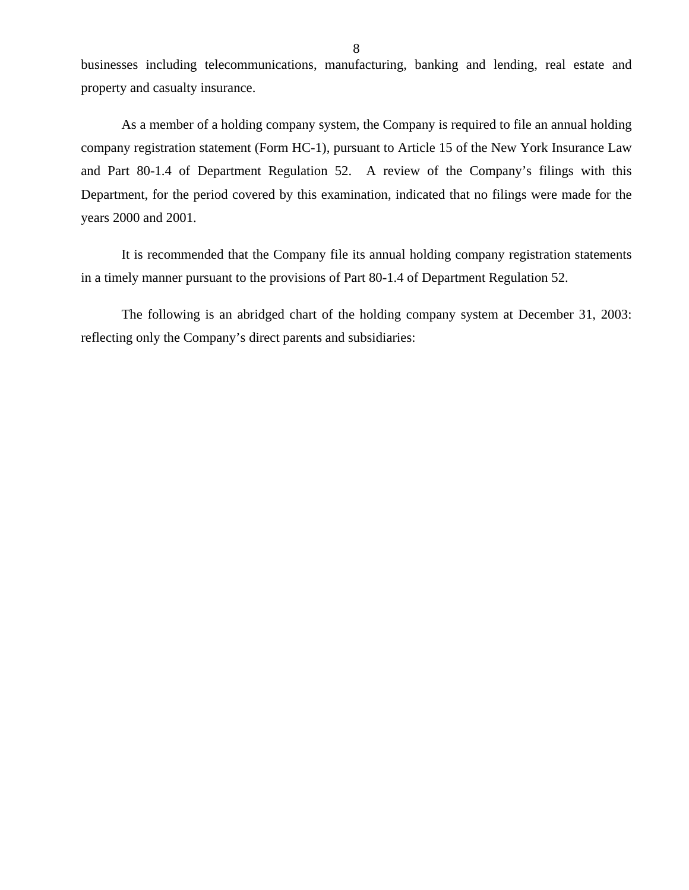businesses including telecommunications, manufacturing, banking and lending, real estate and property and casualty insurance.

As a member of a holding company system, the Company is required to file an annual holding company registration statement (Form HC-1), pursuant to Article 15 of the New York Insurance Law and Part 80-1.4 of Department Regulation 52. A review of the Company's filings with this Department, for the period covered by this examination, indicated that no filings were made for the years 2000 and 2001.

It is recommended that the Company file its annual holding company registration statements in a timely manner pursuant to the provisions of Part 80-1.4 of Department Regulation 52.

The following is an abridged chart of the holding company system at December 31, 2003: reflecting only the Company's direct parents and subsidiaries: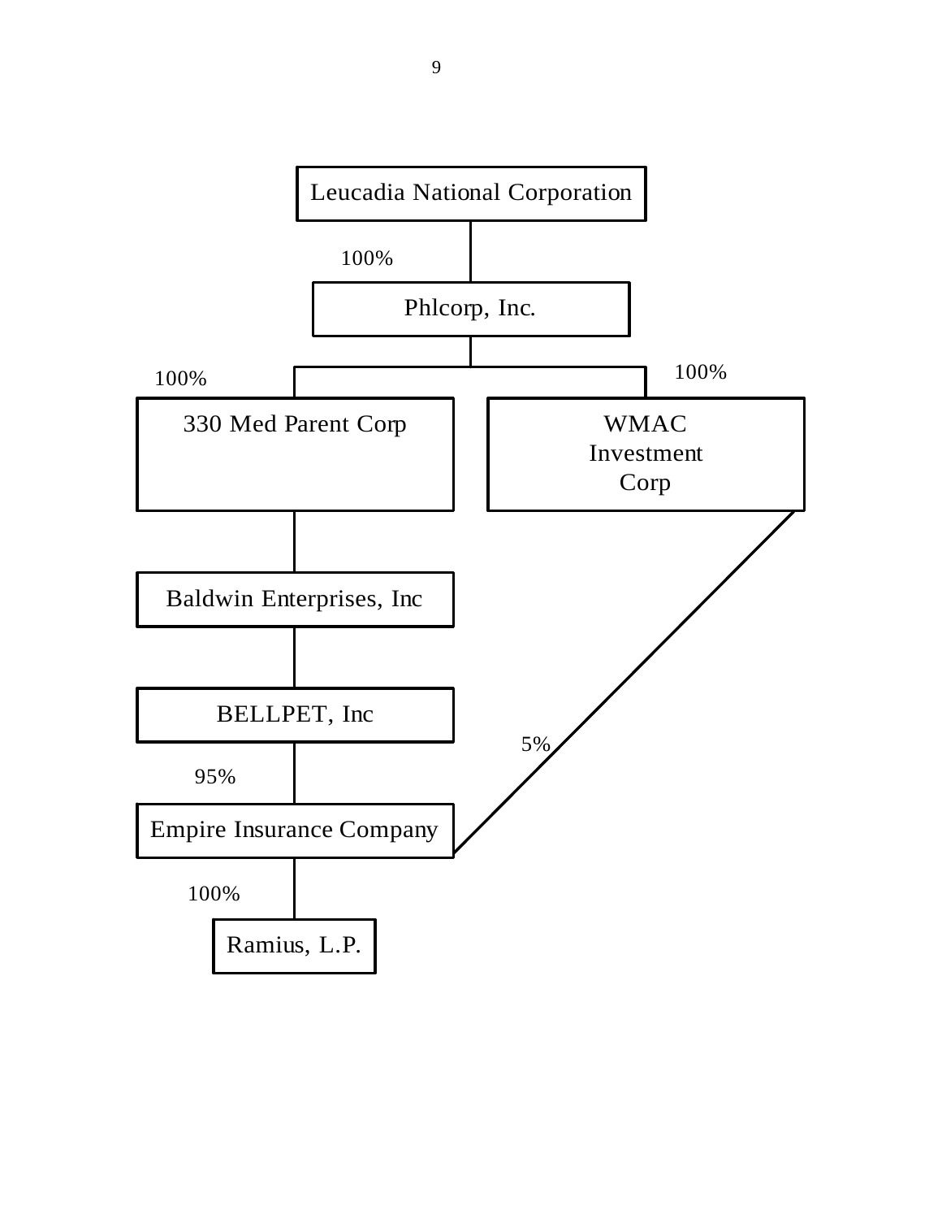Leucadia National Corporation

100%

Phlcorp, Inc.

100% — 330 Med Parent Corp

100% — WMAC Investment Corp

330 Med Parent Corp → Baldwin Enterprises, Inc

Baldwin Enterprises, Inc → BELLPET, Inc

BELLPET, Inc — 95% → Empire Insurance Company

WMAC Investment Corp — 5% → Empire Insurance Company

Empire Insurance Company — 100% → Ramius, L.P.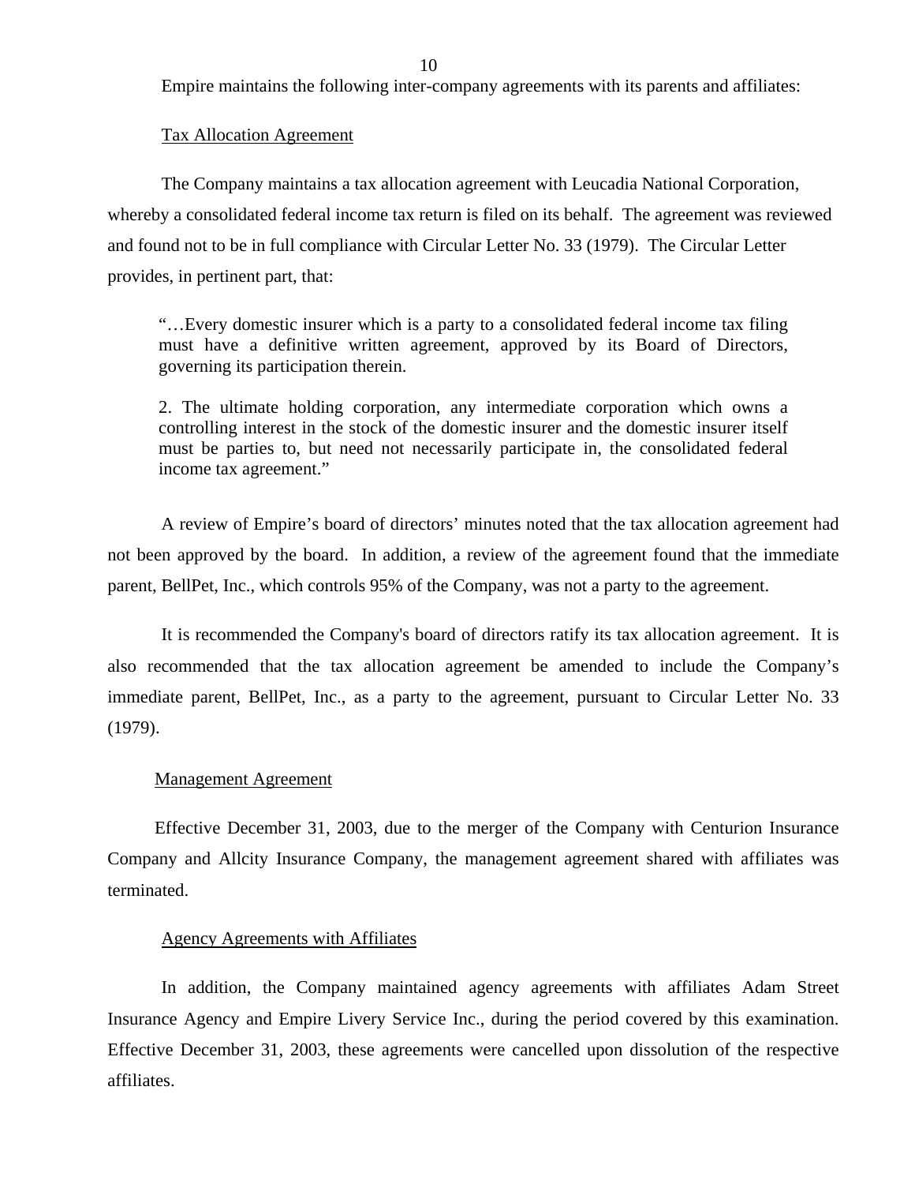Empire maintains the following inter-company agreements with its parents and affiliates:

Tax Allocation Agreement

The Company maintains a tax allocation agreement with Leucadia National Corporation, whereby a consolidated federal income tax return is filed on its behalf. The agreement was reviewed and found not to be in full compliance with Circular Letter No. 33 (1979). The Circular Letter provides, in pertinent part, that:

> "…Every domestic insurer which is a party to a consolidated federal income tax filing must have a definitive written agreement, approved by its Board of Directors, governing its participation therein.
>
> 2. The ultimate holding corporation, any intermediate corporation which owns a controlling interest in the stock of the domestic insurer and the domestic insurer itself must be parties to, but need not necessarily participate in, the consolidated federal income tax agreement."

A review of Empire's board of directors' minutes noted that the tax allocation agreement had not been approved by the board. In addition, a review of the agreement found that the immediate parent, BellPet, Inc., which controls 95% of the Company, was not a party to the agreement.

It is recommended the Company's board of directors ratify its tax allocation agreement. It is also recommended that the tax allocation agreement be amended to include the Company's immediate parent, BellPet, Inc., as a party to the agreement, pursuant to Circular Letter No. 33 (1979).

Management Agreement

Effective December 31, 2003, due to the merger of the Company with Centurion Insurance Company and Allcity Insurance Company, the management agreement shared with affiliates was terminated.

Agency Agreements with Affiliates

In addition, the Company maintained agency agreements with affiliates Adam Street Insurance Agency and Empire Livery Service Inc., during the period covered by this examination. Effective December 31, 2003, these agreements were cancelled upon dissolution of the respective affiliates.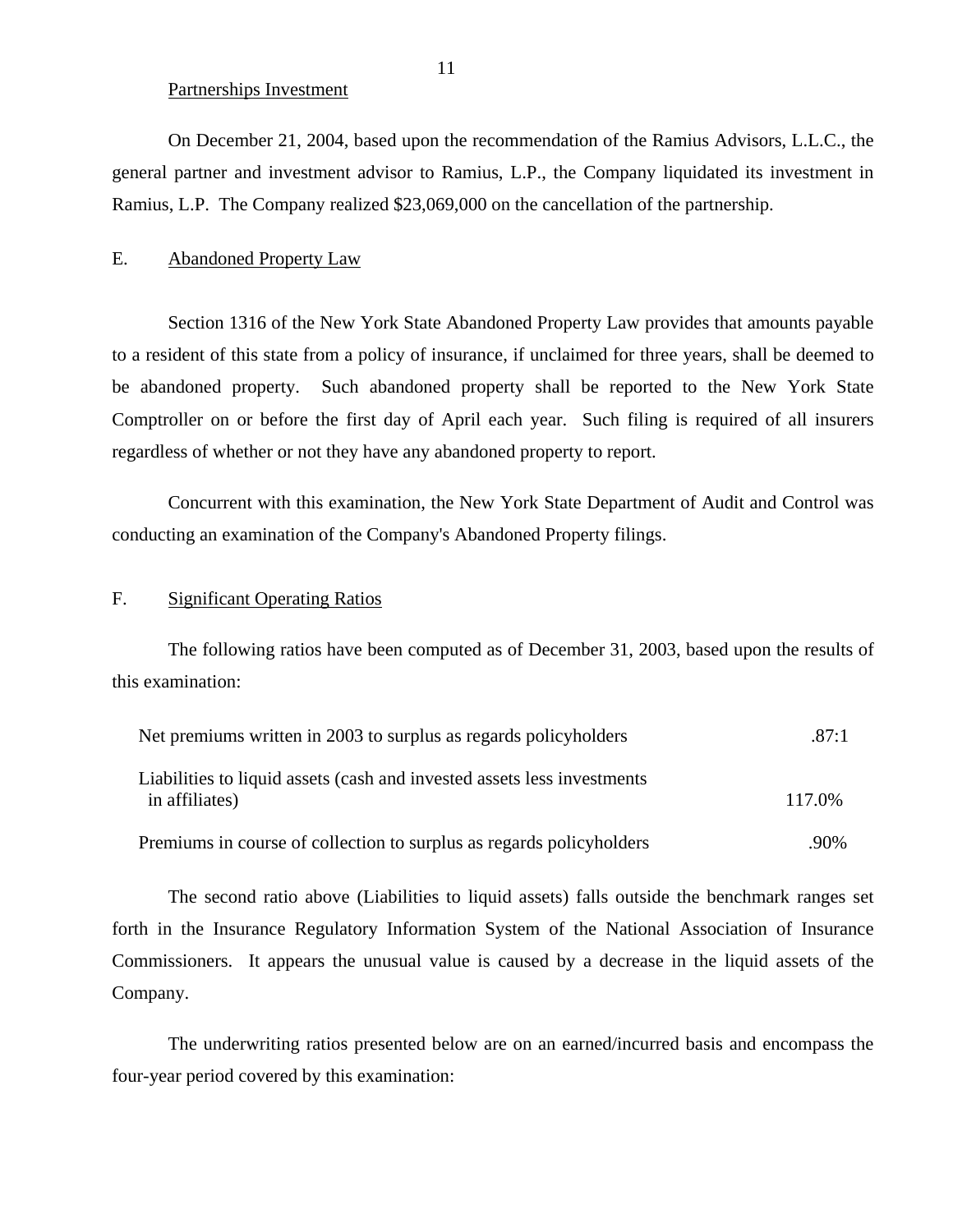Partnerships Investment

On December 21, 2004, based upon the recommendation of the Ramius Advisors, L.L.C., the general partner and investment advisor to Ramius, L.P., the Company liquidated its investment in Ramius, L.P. The Company realized $23,069,000 on the cancellation of the partnership.

## E. Abandoned Property Law

Section 1316 of the New York State Abandoned Property Law provides that amounts payable to a resident of this state from a policy of insurance, if unclaimed for three years, shall be deemed to be abandoned property. Such abandoned property shall be reported to the New York State Comptroller on or before the first day of April each year. Such filing is required of all insurers regardless of whether or not they have any abandoned property to report.

Concurrent with this examination, the New York State Department of Audit and Control was conducting an examination of the Company's Abandoned Property filings.

## F. Significant Operating Ratios

The following ratios have been computed as of December 31, 2003, based upon the results of this examination:

| | |
|---|---|
| Net premiums written in 2003 to surplus as regards policyholders | .87:1 |
| Liabilities to liquid assets (cash and invested assets less investments in affiliates) | 117.0% |
| Premiums in course of collection to surplus as regards policyholders | .90% |

The second ratio above (Liabilities to liquid assets) falls outside the benchmark ranges set forth in the Insurance Regulatory Information System of the National Association of Insurance Commissioners. It appears the unusual value is caused by a decrease in the liquid assets of the Company.

The underwriting ratios presented below are on an earned/incurred basis and encompass the four-year period covered by this examination: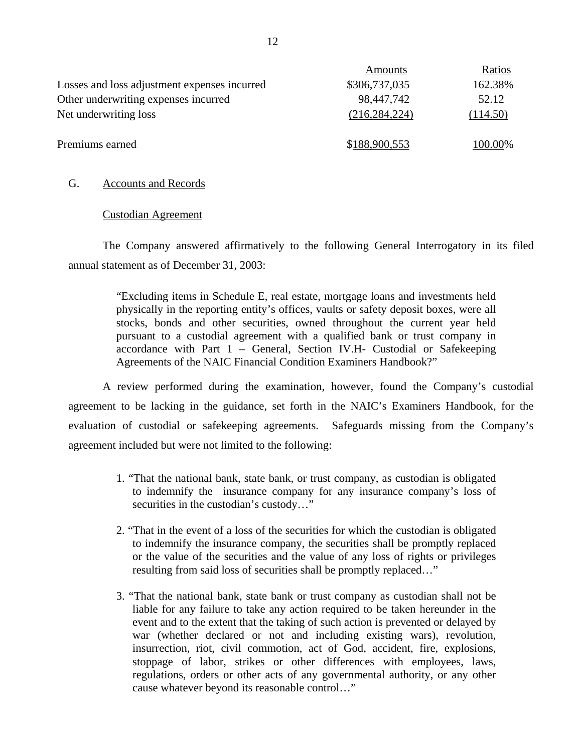| | Amounts | Ratios |
|---|---|---|
| Losses and loss adjustment expenses incurred | $306,737,035 | 162.38% |
| Other underwriting expenses incurred | 98,447,742 | 52.12 |
| Net underwriting loss | (216,284,224) | (114.50) |
| | | |
| Premiums earned | $188,900,553 | 100.00% |

G. Accounts and Records

Custodian Agreement

The Company answered affirmatively to the following General Interrogatory in its filed annual statement as of December 31, 2003:

> "Excluding items in Schedule E, real estate, mortgage loans and investments held physically in the reporting entity's offices, vaults or safety deposit boxes, were all stocks, bonds and other securities, owned throughout the current year held pursuant to a custodial agreement with a qualified bank or trust company in accordance with Part 1 – General, Section IV.H- Custodial or Safekeeping Agreements of the NAIC Financial Condition Examiners Handbook?"

A review performed during the examination, however, found the Company's custodial agreement to be lacking in the guidance, set forth in the NAIC's Examiners Handbook, for the evaluation of custodial or safekeeping agreements. Safeguards missing from the Company's agreement included but were not limited to the following:

1. "That the national bank, state bank, or trust company, as custodian is obligated to indemnify the insurance company for any insurance company's loss of securities in the custodian's custody…"

2. "That in the event of a loss of the securities for which the custodian is obligated to indemnify the insurance company, the securities shall be promptly replaced or the value of the securities and the value of any loss of rights or privileges resulting from said loss of securities shall be promptly replaced…"

3. "That the national bank, state bank or trust company as custodian shall not be liable for any failure to take any action required to be taken hereunder in the event and to the extent that the taking of such action is prevented or delayed by war (whether declared or not and including existing wars), revolution, insurrection, riot, civil commotion, act of God, accident, fire, explosions, stoppage of labor, strikes or other differences with employees, laws, regulations, orders or other acts of any governmental authority, or any other cause whatever beyond its reasonable control…"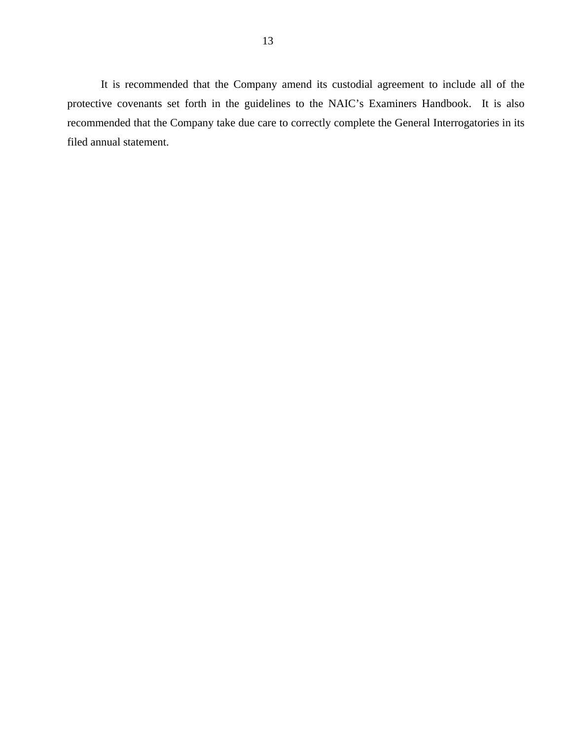It is recommended that the Company amend its custodial agreement to include all of the protective covenants set forth in the guidelines to the NAIC's Examiners Handbook. It is also recommended that the Company take due care to correctly complete the General Interrogatories in its filed annual statement.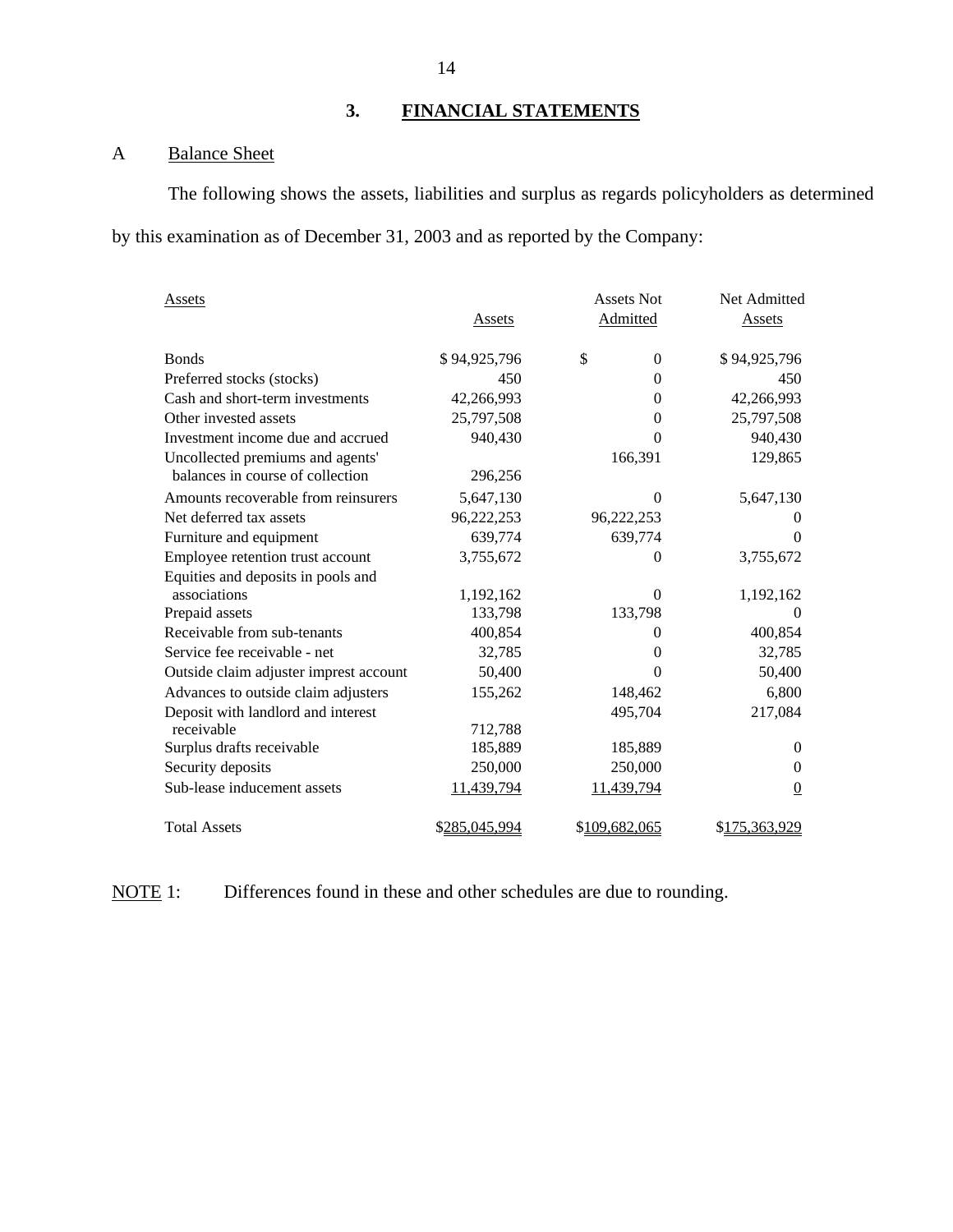## 3. FINANCIAL STATEMENTS

### A Balance Sheet

The following shows the assets, liabilities and surplus as regards policyholders as determined by this examination as of December 31, 2003 and as reported by the Company:

| Assets | Assets | Assets Not Admitted | Net Admitted Assets |
|---|---|---|---|
| Bonds | $ 94,925,796 | $ 0 | $ 94,925,796 |
| Preferred stocks (stocks) | 450 | 0 | 450 |
| Cash and short-term investments | 42,266,993 | 0 | 42,266,993 |
| Other invested assets | 25,797,508 | 0 | 25,797,508 |
| Investment income due and accrued | 940,430 | 0 | 940,430 |
| Uncollected premiums and agents' balances in course of collection | 296,256 | 166,391 | 129,865 |
| Amounts recoverable from reinsurers | 5,647,130 | 0 | 5,647,130 |
| Net deferred tax assets | 96,222,253 | 96,222,253 | 0 |
| Furniture and equipment | 639,774 | 639,774 | 0 |
| Employee retention trust account | 3,755,672 | 0 | 3,755,672 |
| Equities and deposits in pools and associations | 1,192,162 | 0 | 1,192,162 |
| Prepaid assets | 133,798 | 133,798 | 0 |
| Receivable from sub-tenants | 400,854 | 0 | 400,854 |
| Service fee receivable - net | 32,785 | 0 | 32,785 |
| Outside claim adjuster impress account | 50,400 | 0 | 50,400 |
| Advances to outside claim adjusters | 155,262 | 148,462 | 6,800 |
| Deposit with landlord and interest receivable | 712,788 | 495,704 | 217,084 |
| Surplus drafts receivable | 185,889 | 185,889 | 0 |
| Security deposits | 250,000 | 250,000 | 0 |
| Sub-lease inducement assets | 11,439,794 | 11,439,794 | 0 |
| Total Assets | $285,045,994 | $109,682,065 | $175,363,929 |

NOTE 1: Differences found in these and other schedules are due to rounding.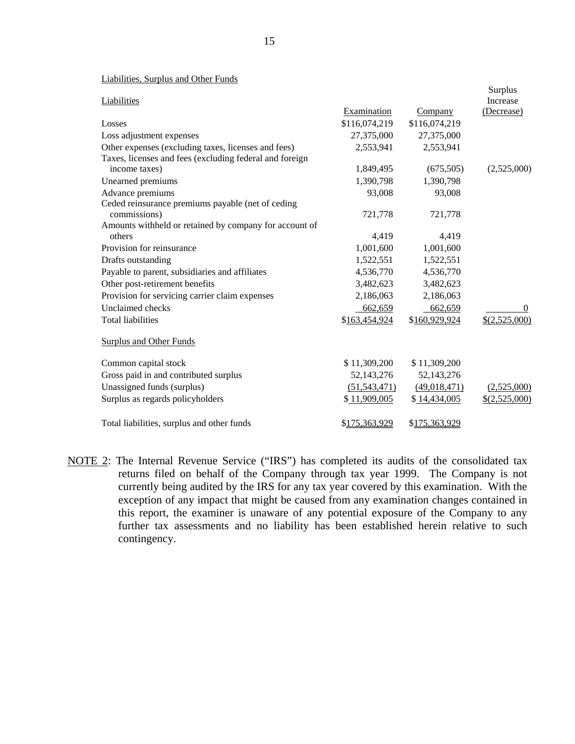Liabilities, Surplus and Other Funds

| Liabilities | Examination | Company | Surplus Increase (Decrease) |
|---|---|---|---|
| Losses | $116,074,219 | $116,074,219 | |
| Loss adjustment expenses | 27,375,000 | 27,375,000 | |
| Other expenses (excluding taxes, licenses and fees) | 2,553,941 | 2,553,941 | |
| Taxes, licenses and fees (excluding federal and foreign income taxes) | 1,849,495 | (675,505) | (2,525,000) |
| Unearned premiums | 1,390,798 | 1,390,798 | |
| Advance premiums | 93,008 | 93,008 | |
| Ceded reinsurance premiums payable (net of ceding commissions) | 721,778 | 721,778 | |
| Amounts withheld or retained by company for account of others | 4,419 | 4,419 | |
| Provision for reinsurance | 1,001,600 | 1,001,600 | |
| Drafts outstanding | 1,522,551 | 1,522,551 | |
| Payable to parent, subsidiaries and affiliates | 4,536,770 | 4,536,770 | |
| Other post-retirement benefits | 3,482,623 | 3,482,623 | |
| Provision for servicing carrier claim expenses | 2,186,063 | 2,186,063 | |
| Unclaimed checks | 662,659 | 662,659 | 0 |
| Total liabilities | $163,454,924 | $160,929,924 | $(2,525,000) |
| **Surplus and Other Funds** | | | |
| Common capital stock | $ 11,309,200 | $ 11,309,200 | |
| Gross paid in and contributed surplus | 52,143,276 | 52,143,276 | |
| Unassigned funds (surplus) | (51,543,471) | (49,018,471) | (2,525,000) |
| Surplus as regards policyholders | $ 11,909,005 | $ 14,434,005 | $(2,525,000) |
| Total liabilities, surplus and other funds | $175,363,929 | $175,363,929 | |

NOTE 2: The Internal Revenue Service ("IRS") has completed its audits of the consolidated tax returns filed on behalf of the Company through tax year 1999. The Company is not currently being audited by the IRS for any tax year covered by this examination. With the exception of any impact that might be caused from any examination changes contained in this report, the examiner is unaware of any potential exposure of the Company to any further tax assessments and no liability has been established herein relative to such contingency.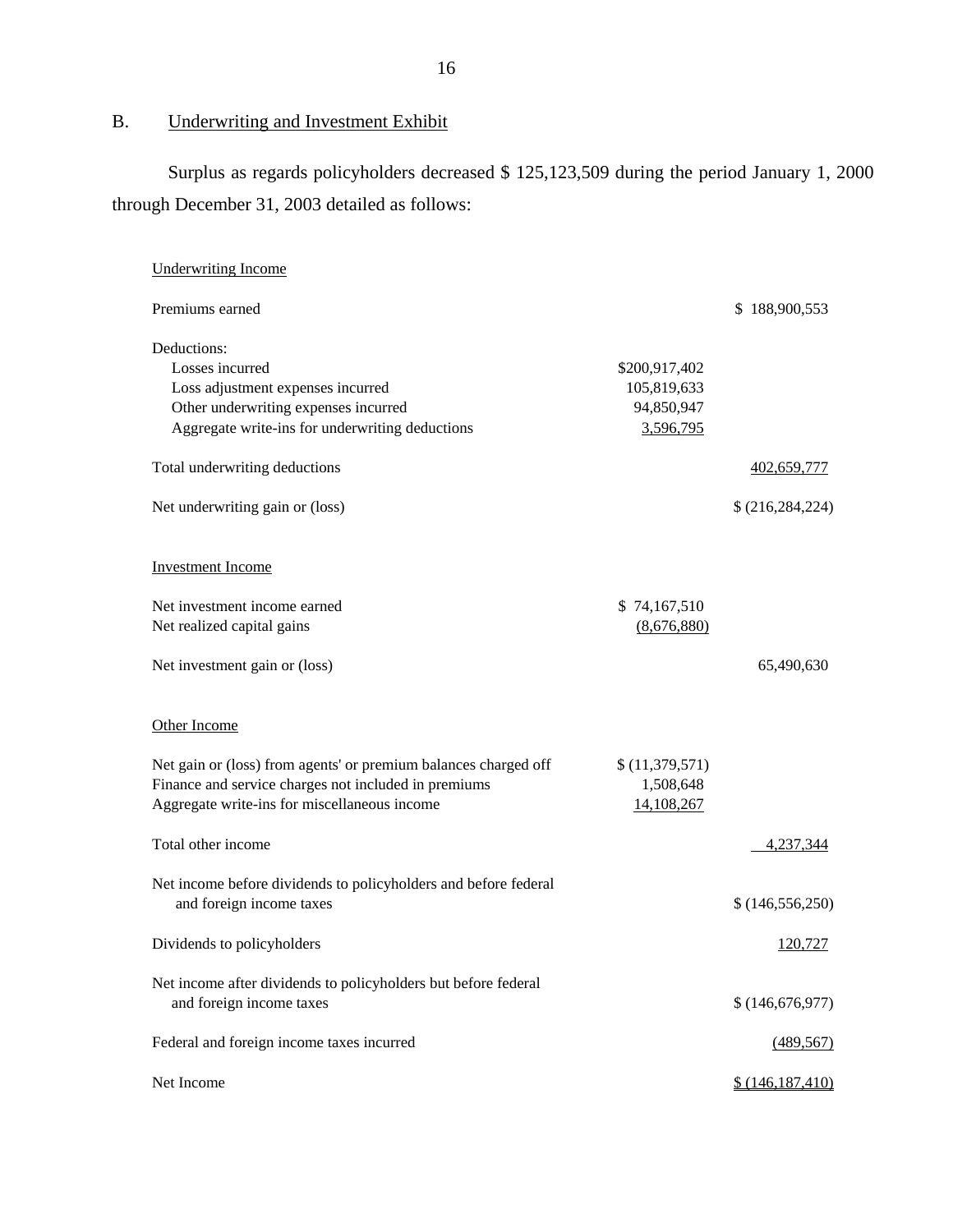## B. Underwriting and Investment Exhibit

Surplus as regards policyholders decreased $ 125,123,509 during the period January 1, 2000 through December 31, 2003 detailed as follows:

| | | |
|---|---|---|
| Underwriting Income | | |
| Premiums earned | | $ 188,900,553 |
| Deductions: | | |
| Losses incurred | $200,917,402 | |
| Loss adjustment expenses incurred | 105,819,633 | |
| Other underwriting expenses incurred | 94,850,947 | |
| Aggregate write-ins for underwriting deductions | 3,596,795 | |
| Total underwriting deductions | | 402,659,777 |
| Net underwriting gain or (loss) | | $ (216,284,224) |
| Investment Income | | |
| Net investment income earned | $ 74,167,510 | |
| Net realized capital gains | (8,676,880) | |
| Net investment gain or (loss) | | 65,490,630 |
| Other Income | | |
| Net gain or (loss) from agents' or premium balances charged off | $ (11,379,571) | |
| Finance and service charges not included in premiums | 1,508,648 | |
| Aggregate write-ins for miscellaneous income | 14,108,267 | |
| Total other income | | 4,237,344 |
| Net income before dividends to policyholders and before federal and foreign income taxes | | $ (146,556,250) |
| Dividends to policyholders | | 120,727 |
| Net income after dividends to policyholders but before federal and foreign income taxes | | $ (146,676,977) |
| Federal and foreign income taxes incurred | | (489,567) |
| Net Income | | $ (146,187,410) |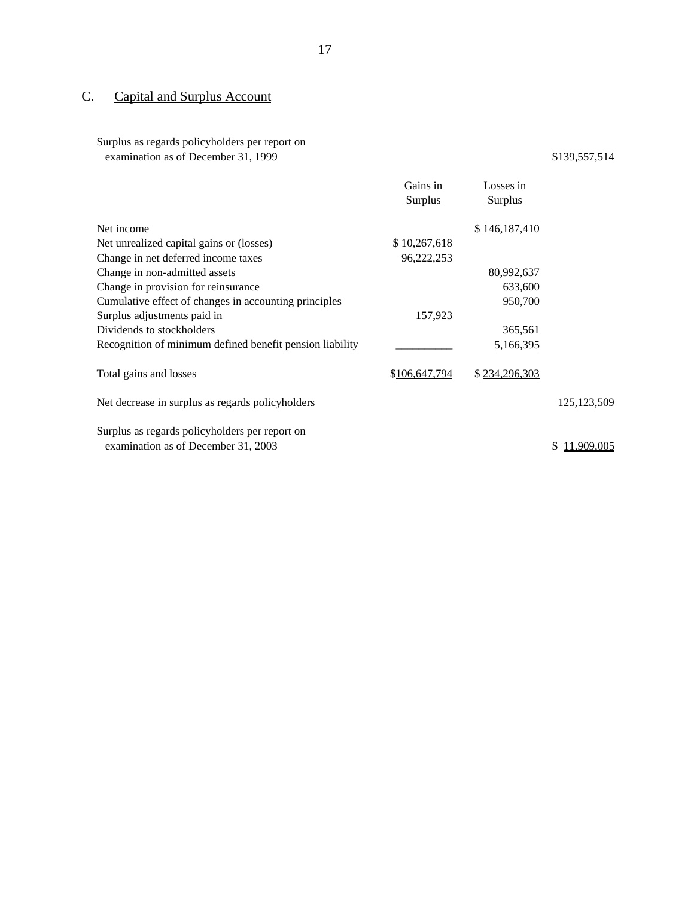## C. Capital and Surplus Account

| | Gains in Surplus | Losses in Surplus | |
|---|---|---|---|
| Surplus as regards policyholders per report on examination as of December 31, 1999 | | | $139,557,514 |
| Net income | | $ 146,187,410 | |
| Net unrealized capital gains or (losses) | $ 10,267,618 | | |
| Change in net deferred income taxes | 96,222,253 | | |
| Change in non-admitted assets | | 80,992,637 | |
| Change in provision for reinsurance | | 633,600 | |
| Cumulative effect of changes in accounting principles | | 950,700 | |
| Surplus adjustments paid in | 157,923 | | |
| Dividends to stockholders | | 365,561 | |
| Recognition of minimum defined benefit pension liability | __________ | 5,166,395 | |
| Total gains and losses | $106,647,794 | $ 234,296,303 | |
| Net decrease in surplus as regards policyholders | | | 125,123,509 |
| Surplus as regards policyholders per report on examination as of December 31, 2003 | | | $ 11,909,005 |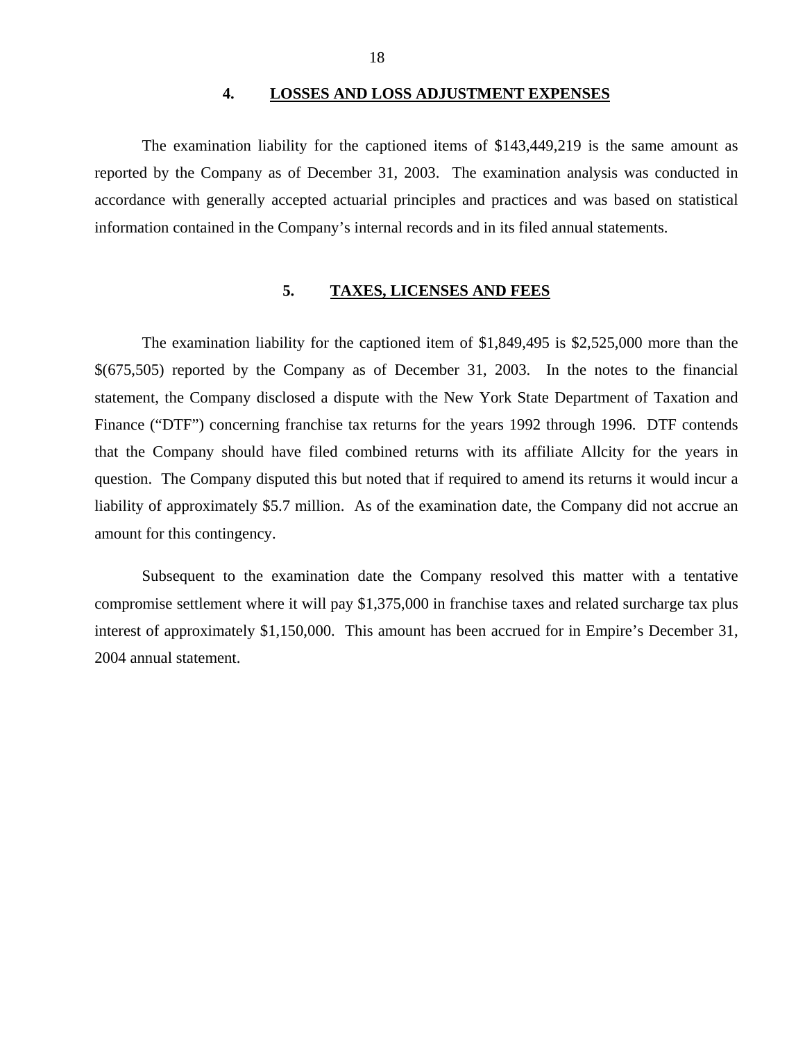## 4. LOSSES AND LOSS ADJUSTMENT EXPENSES

The examination liability for the captioned items of $143,449,219 is the same amount as reported by the Company as of December 31, 2003. The examination analysis was conducted in accordance with generally accepted actuarial principles and practices and was based on statistical information contained in the Company's internal records and in its filed annual statements.

## 5. TAXES, LICENSES AND FEES

The examination liability for the captioned item of $1,849,495 is $2,525,000 more than the $(675,505) reported by the Company as of December 31, 2003. In the notes to the financial statement, the Company disclosed a dispute with the New York State Department of Taxation and Finance ("DTF") concerning franchise tax returns for the years 1992 through 1996. DTF contends that the Company should have filed combined returns with its affiliate Allcity for the years in question. The Company disputed this but noted that if required to amend its returns it would incur a liability of approximately $5.7 million. As of the examination date, the Company did not accrue an amount for this contingency.

Subsequent to the examination date the Company resolved this matter with a tentative compromise settlement where it will pay $1,375,000 in franchise taxes and related surcharge tax plus interest of approximately $1,150,000. This amount has been accrued for in Empire's December 31, 2004 annual statement.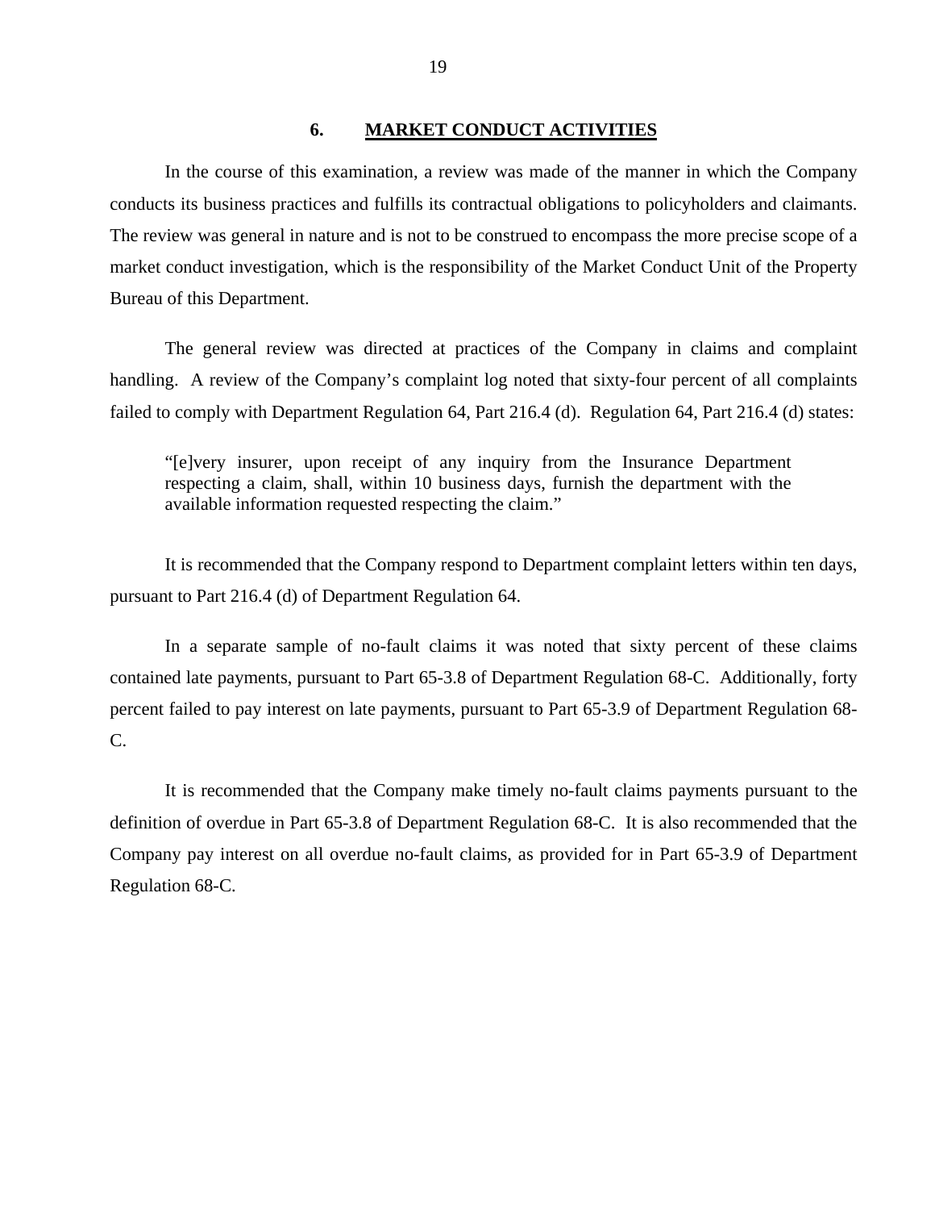## 6. MARKET CONDUCT ACTIVITIES

In the course of this examination, a review was made of the manner in which the Company conducts its business practices and fulfills its contractual obligations to policyholders and claimants. The review was general in nature and is not to be construed to encompass the more precise scope of a market conduct investigation, which is the responsibility of the Market Conduct Unit of the Property Bureau of this Department.

The general review was directed at practices of the Company in claims and complaint handling. A review of the Company's complaint log noted that sixty-four percent of all complaints failed to comply with Department Regulation 64, Part 216.4 (d). Regulation 64, Part 216.4 (d) states:

> "[e]very insurer, upon receipt of any inquiry from the Insurance Department respecting a claim, shall, within 10 business days, furnish the department with the available information requested respecting the claim."

It is recommended that the Company respond to Department complaint letters within ten days, pursuant to Part 216.4 (d) of Department Regulation 64.

In a separate sample of no-fault claims it was noted that sixty percent of these claims contained late payments, pursuant to Part 65-3.8 of Department Regulation 68-C. Additionally, forty percent failed to pay interest on late payments, pursuant to Part 65-3.9 of Department Regulation 68-C.

It is recommended that the Company make timely no-fault claims payments pursuant to the definition of overdue in Part 65-3.8 of Department Regulation 68-C. It is also recommended that the Company pay interest on all overdue no-fault claims, as provided for in Part 65-3.9 of Department Regulation 68-C.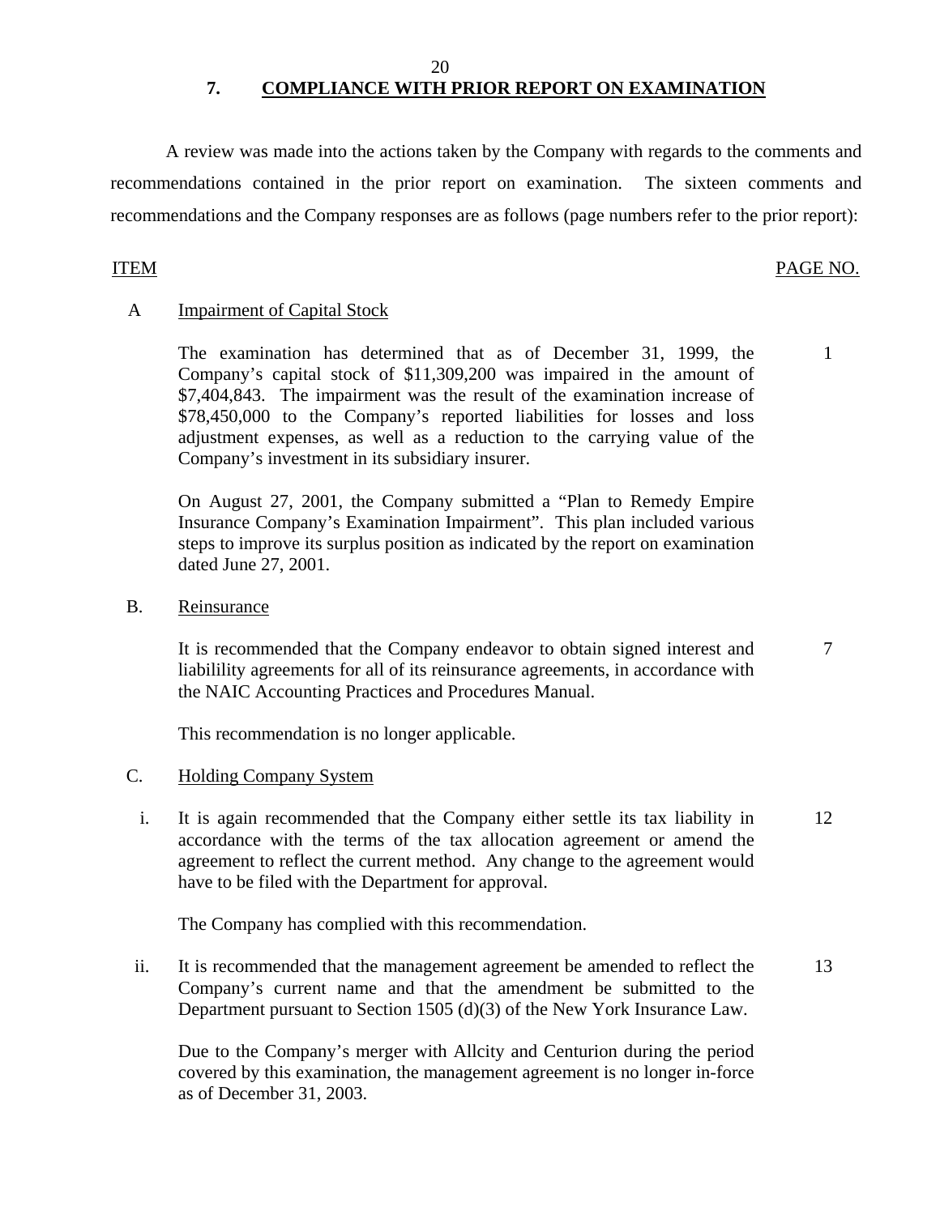## 7. COMPLIANCE WITH PRIOR REPORT ON EXAMINATION

A review was made into the actions taken by the Company with regards to the comments and recommendations contained in the prior report on examination. The sixteen comments and recommendations and the Company responses are as follows (page numbers refer to the prior report):

| ITEM | | PAGE NO. |
|---|---|---|
| A | Impairment of Capital Stock | |
| | The examination has determined that as of December 31, 1999, the Company's capital stock of $11,309,200 was impaired in the amount of $7,404,843. The impairment was the result of the examination increase of $78,450,000 to the Company's reported liabilities for losses and loss adjustment expenses, as well as a reduction to the carrying value of the Company's investment in its subsidiary insurer. | 1 |
| | On August 27, 2001, the Company submitted a "Plan to Remedy Empire Insurance Company's Examination Impairment". This plan included various steps to improve its surplus position as indicated by the report on examination dated June 27, 2001. | |
| B. | Reinsurance | |
| | It is recommended that the Company endeavor to obtain signed interest and liabilility agreements for all of its reinsurance agreements, in accordance with the NAIC Accounting Practices and Procedures Manual. | 7 |
| | This recommendation is no longer applicable. | |
| C. | Holding Company System | |
| i. | It is again recommended that the Company either settle its tax liability in accordance with the terms of the tax allocation agreement or amend the agreement to reflect the current method. Any change to the agreement would have to be filed with the Department for approval. | 12 |
| | The Company has complied with this recommendation. | |
| ii. | It is recommended that the management agreement be amended to reflect the Company's current name and that the amendment be submitted to the Department pursuant to Section 1505 (d)(3) of the New York Insurance Law. | 13 |
| | Due to the Company's merger with Allcity and Centurion during the period covered by this examination, the management agreement is no longer in-force as of December 31, 2003. | |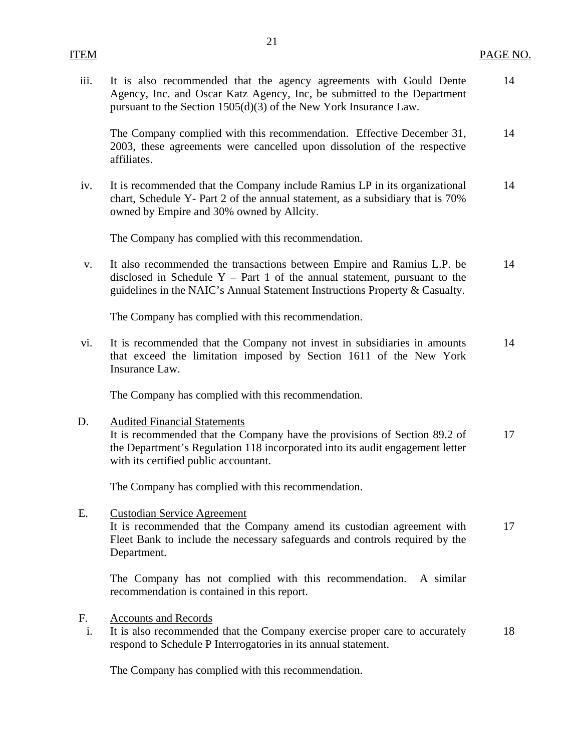| ITEM | | PAGE NO. |
|---|---|---|
| iii. | It is also recommended that the agency agreements with Gould Dente Agency, Inc. and Oscar Katz Agency, Inc, be submitted to the Department pursuant to the Section 1505(d)(3) of the New York Insurance Law. | 14 |
| | The Company complied with this recommendation. Effective December 31, 2003, these agreements were cancelled upon dissolution of the respective affiliates. | 14 |
| iv. | It is recommended that the Company include Ramius LP in its organizational chart, Schedule Y- Part 2 of the annual statement, as a subsidiary that is 70% owned by Empire and 30% owned by Allcity. | 14 |
| | The Company has complied with this recommendation. | |
| v. | It also recommended the transactions between Empire and Ramius L.P. be disclosed in Schedule Y – Part 1 of the annual statement, pursuant to the guidelines in the NAIC's Annual Statement Instructions Property & Casualty. | 14 |
| | The Company has complied with this recommendation. | |
| vi. | It is recommended that the Company not invest in subsidiaries in amounts that exceed the limitation imposed by Section 1611 of the New York Insurance Law. | 14 |
| | The Company has complied with this recommendation. | |
| D. | Audited Financial Statements<br>It is recommended that the Company have the provisions of Section 89.2 of the Department's Regulation 118 incorporated into its audit engagement letter with its certified public accountant. | 17 |
| | The Company has complied with this recommendation. | |
| E. | Custodian Service Agreement<br>It is recommended that the Company amend its custodian agreement with Fleet Bank to include the necessary safeguards and controls required by the Department. | 17 |
| | The Company has not complied with this recommendation. A similar recommendation is contained in this report. | |
| F. | Accounts and Records | |
| i. | It is also recommended that the Company exercise proper care to accurately respond to Schedule P Interrogatories in its annual statement. | 18 |
| | The Company has complied with this recommendation. | |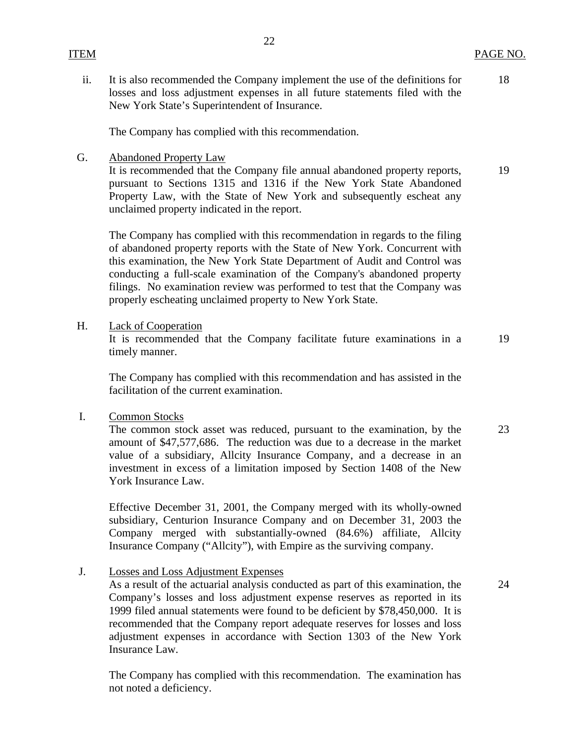| ITEM | | PAGE NO. |
|---|---|---|
| ii. | It is also recommended the Company implement the use of the definitions for losses and loss adjustment expenses in all future statements filed with the New York State's Superintendent of Insurance.<br><br>The Company has complied with this recommendation. | 18 |
| G. | <u>Abandoned Property Law</u><br>It is recommended that the Company file annual abandoned property reports, pursuant to Sections 1315 and 1316 if the New York State Abandoned Property Law, with the State of New York and subsequently escheat any unclaimed property indicated in the report.<br><br>The Company has complied with this recommendation in regards to the filing of abandoned property reports with the State of New York. Concurrent with this examination, the New York State Department of Audit and Control was conducting a full-scale examination of the Company's abandoned property filings. No examination review was performed to test that the Company was properly escheating unclaimed property to New York State. | 19 |
| H. | <u>Lack of Cooperation</u><br>It is recommended that the Company facilitate future examinations in a timely manner.<br><br>The Company has complied with this recommendation and has assisted in the facilitation of the current examination. | 19 |
| I. | <u>Common Stocks</u><br>The common stock asset was reduced, pursuant to the examination, by the amount of $47,577,686. The reduction was due to a decrease in the market value of a subsidiary, Allcity Insurance Company, and a decrease in an investment in excess of a limitation imposed by Section 1408 of the New York Insurance Law.<br><br>Effective December 31, 2001, the Company merged with its wholly-owned subsidiary, Centurion Insurance Company and on December 31, 2003 the Company merged with substantially-owned (84.6%) affiliate, Allcity Insurance Company ("Allcity"), with Empire as the surviving company. | 23 |
| J. | <u>Losses and Loss Adjustment Expenses</u><br>As a result of the actuarial analysis conducted as part of this examination, the Company's losses and loss adjustment expense reserves as reported in its 1999 filed annual statements were found to be deficient by $78,450,000. It is recommended that the Company report adequate reserves for losses and loss adjustment expenses in accordance with Section 1303 of the New York Insurance Law.<br><br>The Company has complied with this recommendation. The examination has not noted a deficiency. | 24 |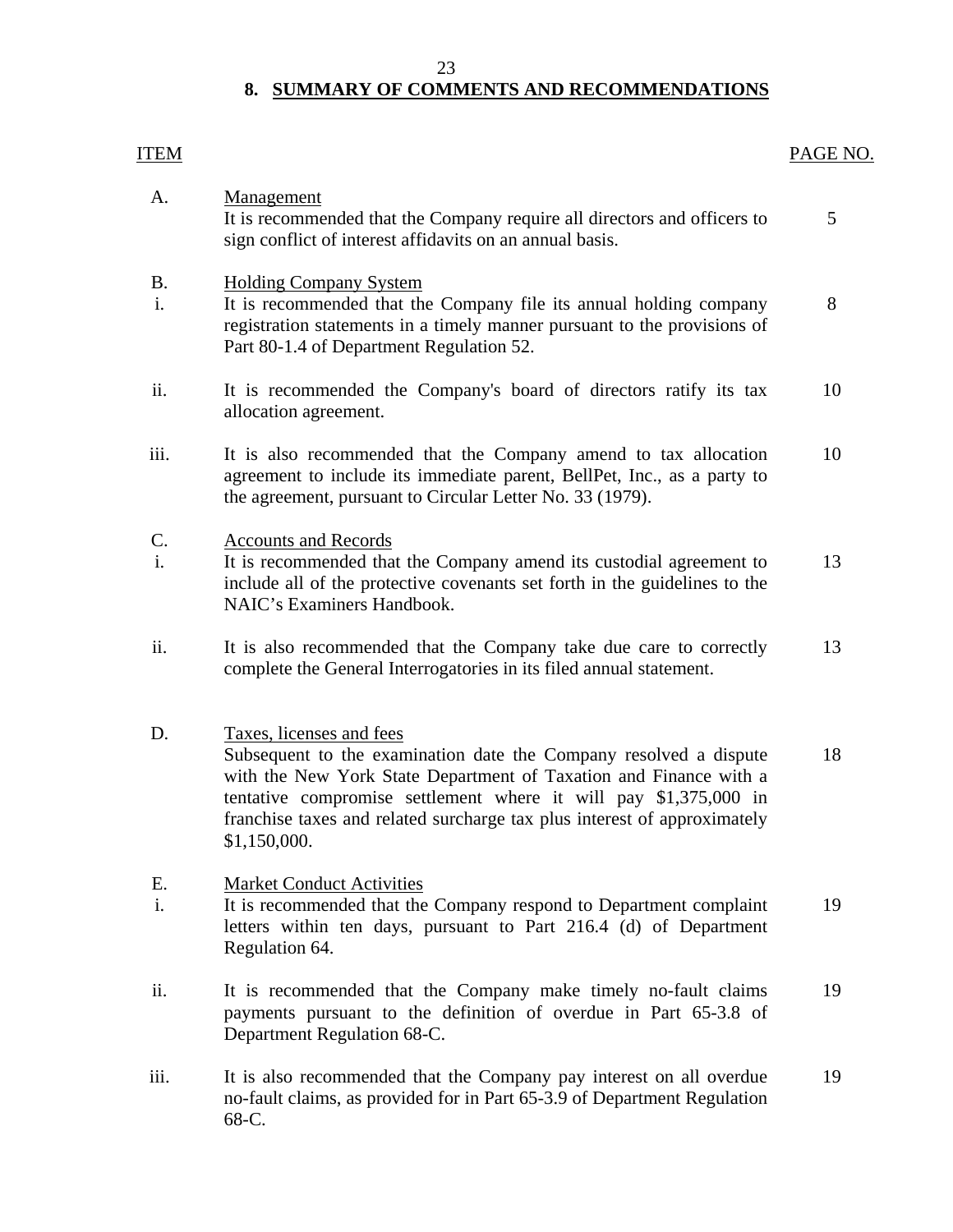## 8. SUMMARY OF COMMENTS AND RECOMMENDATIONS

| ITEM | | PAGE NO. |
|---|---|---|
| A. | Management<br>It is recommended that the Company require all directors and officers to sign conflict of interest affidavits on an annual basis. | 5 |
| B.<br>i. | Holding Company System<br>It is recommended that the Company file its annual holding company registration statements in a timely manner pursuant to the provisions of Part 80-1.4 of Department Regulation 52. | 8 |
| ii. | It is recommended the Company's board of directors ratify its tax allocation agreement. | 10 |
| iii. | It is also recommended that the Company amend to tax allocation agreement to include its immediate parent, BellPet, Inc., as a party to the agreement, pursuant to Circular Letter No. 33 (1979). | 10 |
| C.<br>i. | Accounts and Records<br>It is recommended that the Company amend its custodial agreement to include all of the protective covenants set forth in the guidelines to the NAIC's Examiners Handbook. | 13 |
| ii. | It is also recommended that the Company take due care to correctly complete the General Interrogatories in its filed annual statement. | 13 |
| D. | Taxes, licenses and fees<br>Subsequent to the examination date the Company resolved a dispute with the New York State Department of Taxation and Finance with a tentative compromise settlement where it will pay $1,375,000 in franchise taxes and related surcharge tax plus interest of approximately $1,150,000. | 18 |
| E.<br>i. | Market Conduct Activities<br>It is recommended that the Company respond to Department complaint letters within ten days, pursuant to Part 216.4 (d) of Department Regulation 64. | 19 |
| ii. | It is recommended that the Company make timely no-fault claims payments pursuant to the definition of overdue in Part 65-3.8 of Department Regulation 68-C. | 19 |
| iii. | It is also recommended that the Company pay interest on all overdue no-fault claims, as provided for in Part 65-3.9 of Department Regulation 68-C. | 19 |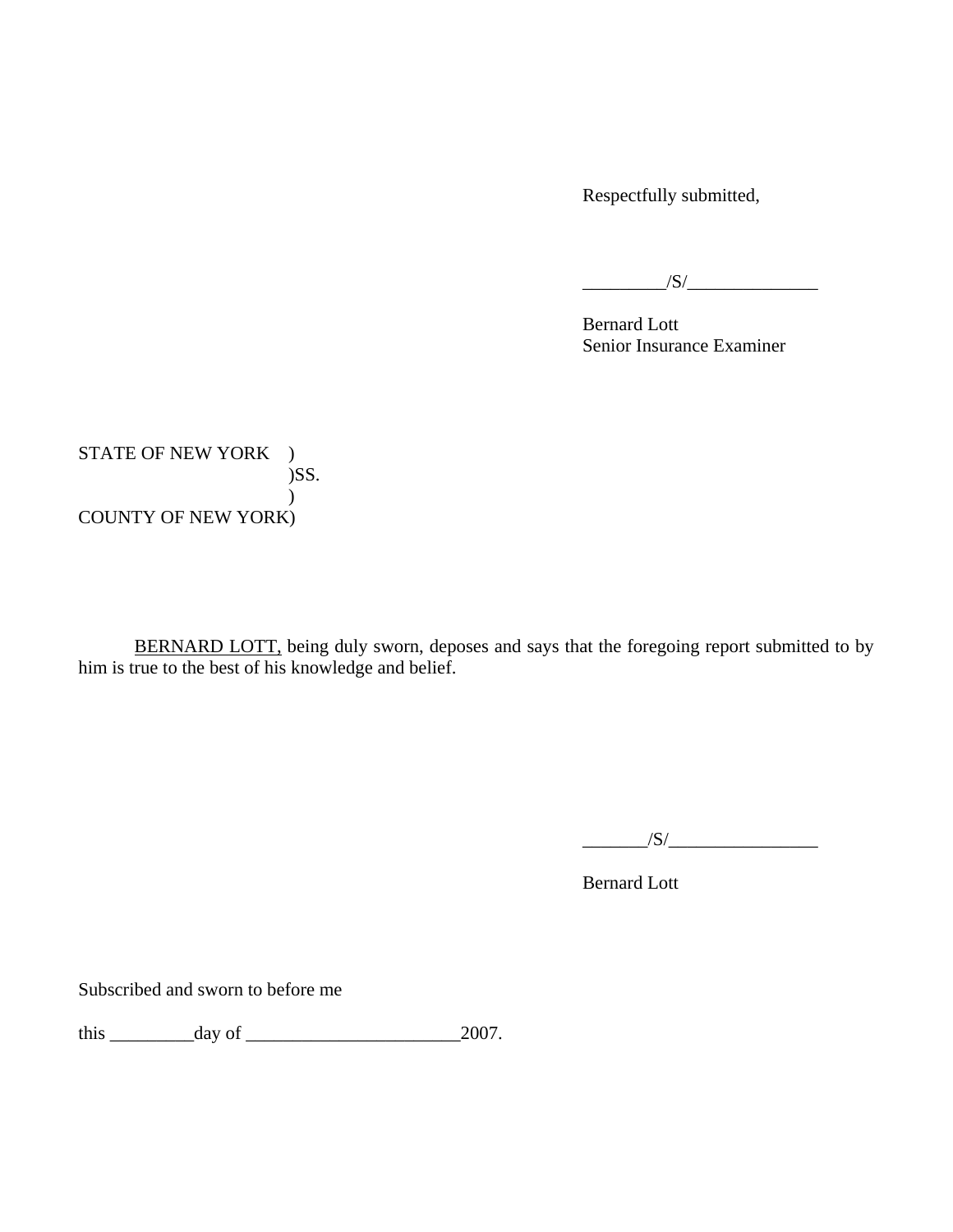Respectfully submitted,

_________/S/______________

Bernard Lott
Senior Insurance Examiner

STATE OF NEW YORK )
)SS.
)
COUNTY OF NEW YORK)

<u>BERNARD LOTT,</u> being duly sworn, deposes and says that the foregoing report submitted to by him is true to the best of his knowledge and belief.

_______/S/________________

Bernard Lott

Subscribed and sworn to before me

this _________day of _______________________2007.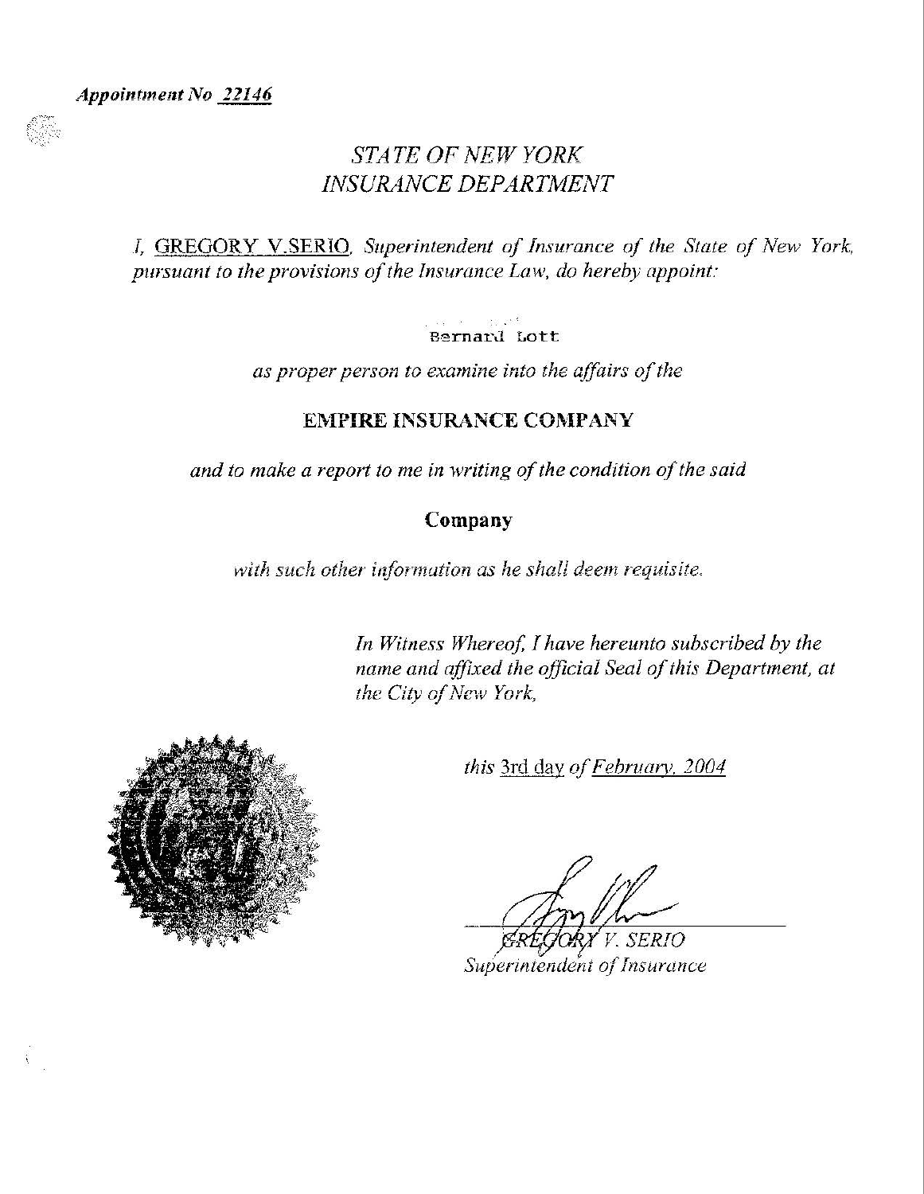*Appointment No 22146*

# *STATE OF NEW YORK*
# *INSURANCE DEPARTMENT*

*I,* GREGORY V.SERIO*, Superintendent of Insurance of the State of New York, pursuant to the provisions of the Insurance Law, do hereby appoint:*

Bernard Lott

*as proper person to examine into the affairs of the*

**EMPIRE INSURANCE COMPANY**

*and to make a report to me in writing of the condition of the said*

**Company**

*with such other information as he shall deem requisite.*

*In Witness Whereof, I have hereunto subscribed by the name and affixed the official Seal of this Department, at the City of New York,*

*this* 3rd day *of February, 2004*

*GREGORY V. SERIO*
*Superintendent of Insurance*